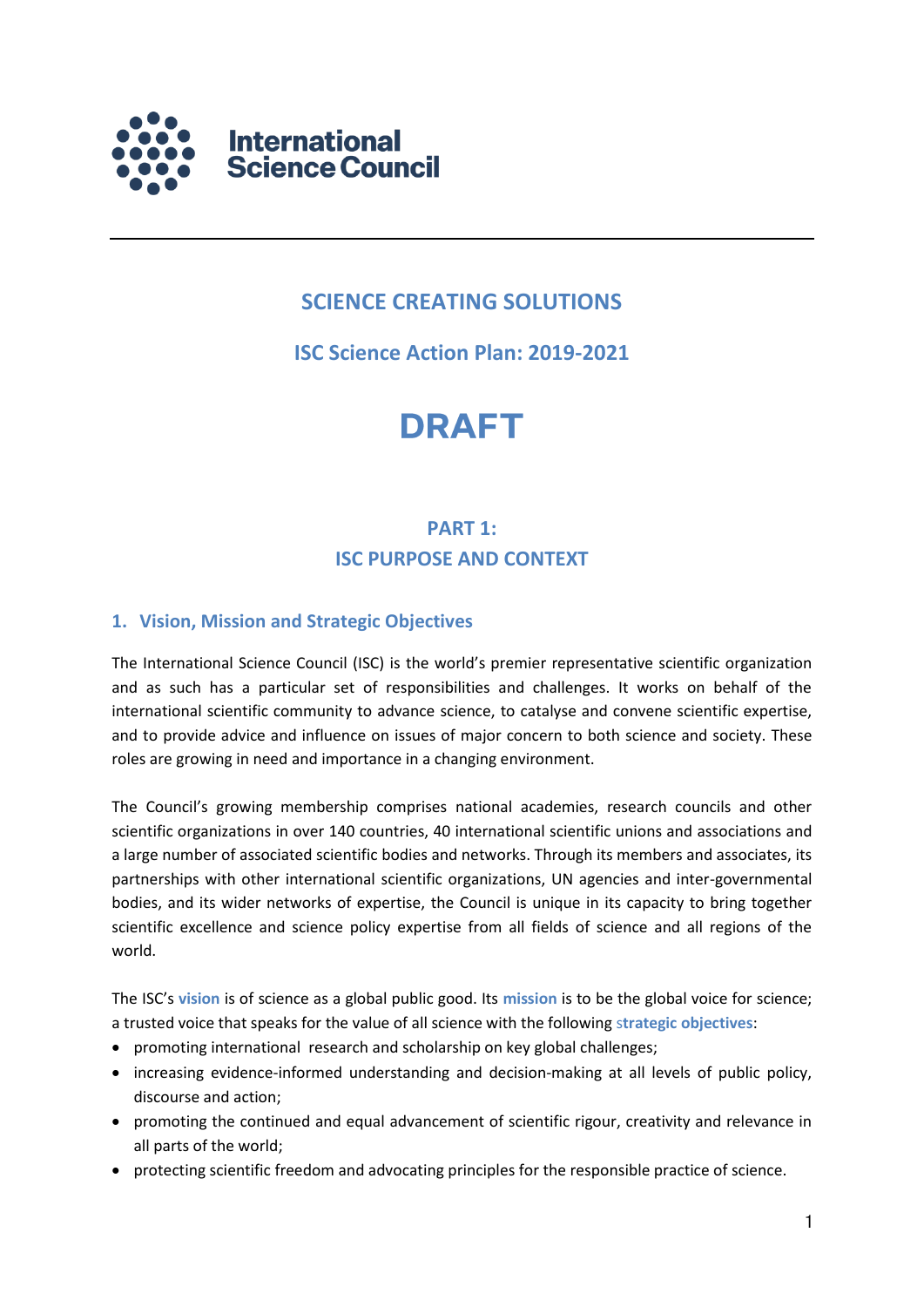International Science Council

# SCIENCE CREATING SOLUTIONS

## ISC Science Action Plan: 2019-2021

# DRAFT

## PART 1: ISC PURPOSE AND CONTEXT

### 1. Vision, Mission and Strategic Objectives

The International Science Council (ISC) is the world's premier representative scientific organization and as such has a particular set of responsibilities and challenges. It works on behalf of the international scientific community to advance science, to catalyse and convene scientific expertise, and to provide advice and influence on issues of major concern to both science and society. These roles are growing in need and importance in a changing environment.

The Council's growing membership comprises national academies, research councils and other scientific organizations in over 140 countries, 40 international scientific unions and associations and a large number of associated scientific bodies and networks. Through its members and associates, its partnerships with other international scientific organizations, UN agencies and inter-governmental bodies, and its wider networks of expertise, the Council is unique in its capacity to bring together scientific excellence and science policy expertise from all fields of science and all regions of the world.

The ISC's **vision** is of science as a global public good. Its **mission** is to be the global voice for science; a trusted voice that speaks for the value of all science with the following **strategic objectives**:

- promoting international research and scholarship on key global challenges;
- increasing evidence-informed understanding and decision-making at all levels of public policy, discourse and action;
- promoting the continued and equal advancement of scientific rigour, creativity and relevance in all parts of the world;
- protecting scientific freedom and advocating principles for the responsible practice of science.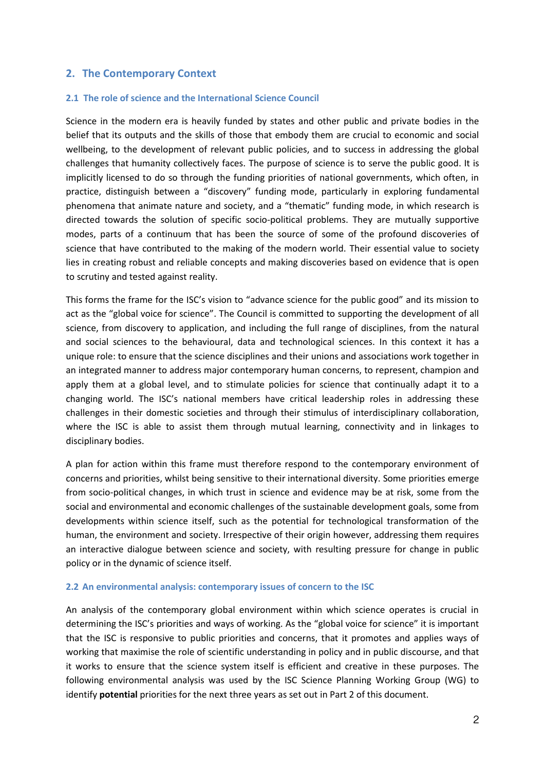## 2. The Contemporary Context

### 2.1 The role of science and the International Science Council

Science in the modern era is heavily funded by states and other public and private bodies in the belief that its outputs and the skills of those that embody them are crucial to economic and social wellbeing, to the development of relevant public policies, and to success in addressing the global challenges that humanity collectively faces. The purpose of science is to serve the public good. It is implicitly licensed to do so through the funding priorities of national governments, which often, in practice, distinguish between a "discovery" funding mode, particularly in exploring fundamental phenomena that animate nature and society, and a "thematic" funding mode, in which research is directed towards the solution of specific socio-political problems. They are mutually supportive modes, parts of a continuum that has been the source of some of the profound discoveries of science that have contributed to the making of the modern world. Their essential value to society lies in creating robust and reliable concepts and making discoveries based on evidence that is open to scrutiny and tested against reality.

This forms the frame for the ISC's vision to "advance science for the public good" and its mission to act as the "global voice for science". The Council is committed to supporting the development of all science, from discovery to application, and including the full range of disciplines, from the natural and social sciences to the behavioural, data and technological sciences. In this context it has a unique role: to ensure that the science disciplines and their unions and associations work together in an integrated manner to address major contemporary human concerns, to represent, champion and apply them at a global level, and to stimulate policies for science that continually adapt it to a changing world. The ISC's national members have critical leadership roles in addressing these challenges in their domestic societies and through their stimulus of interdisciplinary collaboration, where the ISC is able to assist them through mutual learning, connectivity and in linkages to disciplinary bodies.

A plan for action within this frame must therefore respond to the contemporary environment of concerns and priorities, whilst being sensitive to their international diversity. Some priorities emerge from socio-political changes, in which trust in science and evidence may be at risk, some from the social and environmental and economic challenges of the sustainable development goals, some from developments within science itself, such as the potential for technological transformation of the human, the environment and society. Irrespective of their origin however, addressing them requires an interactive dialogue between science and society, with resulting pressure for change in public policy or in the dynamic of science itself.

### 2.2 An environmental analysis: contemporary issues of concern to the ISC

An analysis of the contemporary global environment within which science operates is crucial in determining the ISC's priorities and ways of working. As the "global voice for science" it is important that the ISC is responsive to public priorities and concerns, that it promotes and applies ways of working that maximise the role of scientific understanding in policy and in public discourse, and that it works to ensure that the science system itself is efficient and creative in these purposes. The following environmental analysis was used by the ISC Science Planning Working Group (WG) to identify **potential** priorities for the next three years as set out in Part 2 of this document.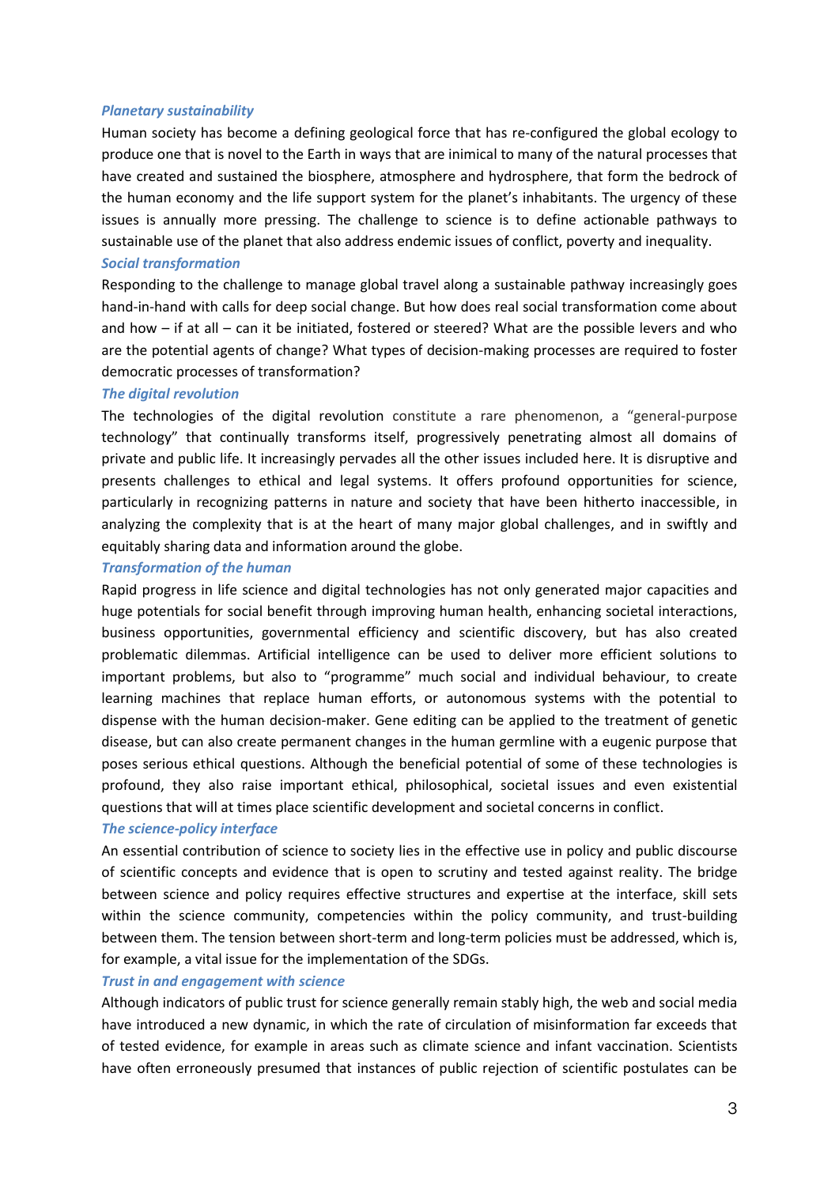***Planetary sustainability***

Human society has become a defining geological force that has re-configured the global ecology to produce one that is novel to the Earth in ways that are inimical to many of the natural processes that have created and sustained the biosphere, atmosphere and hydrosphere, that form the bedrock of the human economy and the life support system for the planet's inhabitants. The urgency of these issues is annually more pressing. The challenge to science is to define actionable pathways to sustainable use of the planet that also address endemic issues of conflict, poverty and inequality.

***Social transformation***

Responding to the challenge to manage global travel along a sustainable pathway increasingly goes hand-in-hand with calls for deep social change. But how does real social transformation come about and how – if at all – can it be initiated, fostered or steered? What are the possible levers and who are the potential agents of change? What types of decision-making processes are required to foster democratic processes of transformation?

***The digital revolution***

The technologies of the digital revolution constitute a rare phenomenon, a "general-purpose technology" that continually transforms itself, progressively penetrating almost all domains of private and public life. It increasingly pervades all the other issues included here. It is disruptive and presents challenges to ethical and legal systems. It offers profound opportunities for science, particularly in recognizing patterns in nature and society that have been hitherto inaccessible, in analyzing the complexity that is at the heart of many major global challenges, and in swiftly and equitably sharing data and information around the globe.

***Transformation of the human***

Rapid progress in life science and digital technologies has not only generated major capacities and huge potentials for social benefit through improving human health, enhancing societal interactions, business opportunities, governmental efficiency and scientific discovery, but has also created problematic dilemmas. Artificial intelligence can be used to deliver more efficient solutions to important problems, but also to "programme" much social and individual behaviour, to create learning machines that replace human efforts, or autonomous systems with the potential to dispense with the human decision-maker. Gene editing can be applied to the treatment of genetic disease, but can also create permanent changes in the human germline with a eugenic purpose that poses serious ethical questions. Although the beneficial potential of some of these technologies is profound, they also raise important ethical, philosophical, societal issues and even existential questions that will at times place scientific development and societal concerns in conflict.

***The science-policy interface***

An essential contribution of science to society lies in the effective use in policy and public discourse of scientific concepts and evidence that is open to scrutiny and tested against reality. The bridge between science and policy requires effective structures and expertise at the interface, skill sets within the science community, competencies within the policy community, and trust-building between them. The tension between short-term and long-term policies must be addressed, which is, for example, a vital issue for the implementation of the SDGs.

***Trust in and engagement with science***

Although indicators of public trust for science generally remain stably high, the web and social media have introduced a new dynamic, in which the rate of circulation of misinformation far exceeds that of tested evidence, for example in areas such as climate science and infant vaccination. Scientists have often erroneously presumed that instances of public rejection of scientific postulates can be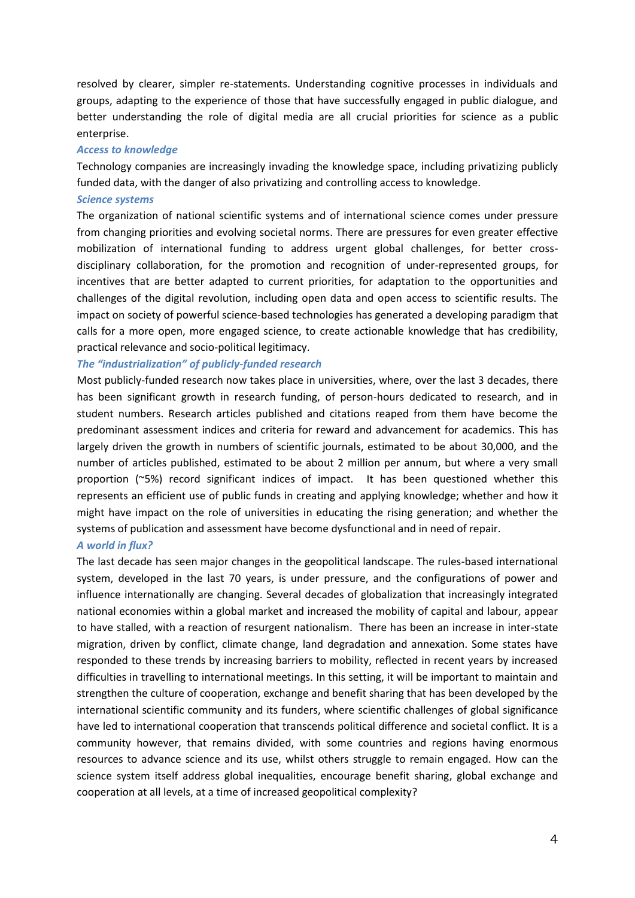resolved by clearer, simpler re-statements. Understanding cognitive processes in individuals and groups, adapting to the experience of those that have successfully engaged in public dialogue, and better understanding the role of digital media are all crucial priorities for science as a public enterprise.

### *Access to knowledge*

Technology companies are increasingly invading the knowledge space, including privatizing publicly funded data, with the danger of also privatizing and controlling access to knowledge.

### *Science systems*

The organization of national scientific systems and of international science comes under pressure from changing priorities and evolving societal norms. There are pressures for even greater effective mobilization of international funding to address urgent global challenges, for better cross-disciplinary collaboration, for the promotion and recognition of under-represented groups, for incentives that are better adapted to current priorities, for adaptation to the opportunities and challenges of the digital revolution, including open data and open access to scientific results. The impact on society of powerful science-based technologies has generated a developing paradigm that calls for a more open, more engaged science, to create actionable knowledge that has credibility, practical relevance and socio-political legitimacy.

### *The "industrialization" of publicly-funded research*

Most publicly-funded research now takes place in universities, where, over the last 3 decades, there has been significant growth in research funding, of person-hours dedicated to research, and in student numbers. Research articles published and citations reaped from them have become the predominant assessment indices and criteria for reward and advancement for academics. This has largely driven the growth in numbers of scientific journals, estimated to be about 30,000, and the number of articles published, estimated to be about 2 million per annum, but where a very small proportion (~5%) record significant indices of impact. It has been questioned whether this represents an efficient use of public funds in creating and applying knowledge; whether and how it might have impact on the role of universities in educating the rising generation; and whether the systems of publication and assessment have become dysfunctional and in need of repair.

### *A world in flux?*

The last decade has seen major changes in the geopolitical landscape. The rules-based international system, developed in the last 70 years, is under pressure, and the configurations of power and influence internationally are changing. Several decades of globalization that increasingly integrated national economies within a global market and increased the mobility of capital and labour, appear to have stalled, with a reaction of resurgent nationalism. There has been an increase in inter-state migration, driven by conflict, climate change, land degradation and annexation. Some states have responded to these trends by increasing barriers to mobility, reflected in recent years by increased difficulties in travelling to international meetings. In this setting, it will be important to maintain and strengthen the culture of cooperation, exchange and benefit sharing that has been developed by the international scientific community and its funders, where scientific challenges of global significance have led to international cooperation that transcends political difference and societal conflict. It is a community however, that remains divided, with some countries and regions having enormous resources to advance science and its use, whilst others struggle to remain engaged. How can the science system itself address global inequalities, encourage benefit sharing, global exchange and cooperation at all levels, at a time of increased geopolitical complexity?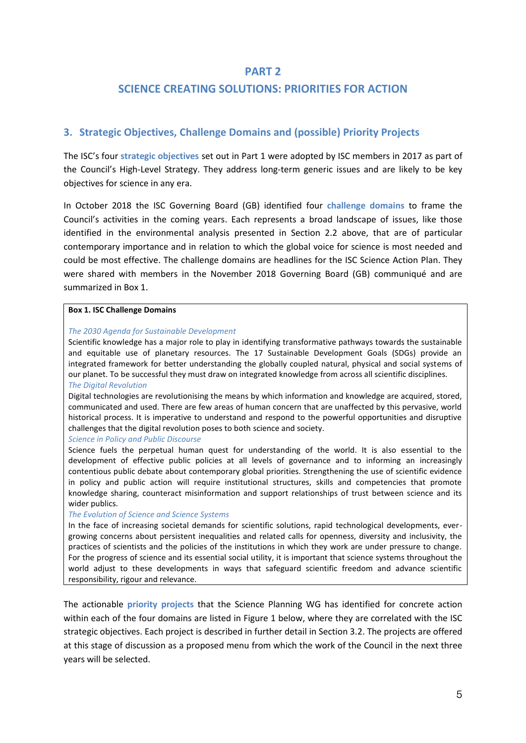# PART 2

# SCIENCE CREATING SOLUTIONS: PRIORITIES FOR ACTION

## 3. Strategic Objectives, Challenge Domains and (possible) Priority Projects

The ISC's four **strategic objectives** set out in Part 1 were adopted by ISC members in 2017 as part of the Council's High-Level Strategy. They address long-term generic issues and are likely to be key objectives for science in any era.

In October 2018 the ISC Governing Board (GB) identified four **challenge domains** to frame the Council's activities in the coming years. Each represents a broad landscape of issues, like those identified in the environmental analysis presented in Section 2.2 above, that are of particular contemporary importance and in relation to which the global voice for science is most needed and could be most effective. The challenge domains are headlines for the ISC Science Action Plan. They were shared with members in the November 2018 Governing Board (GB) communiqué and are summarized in Box 1.

> **Box 1. ISC Challenge Domains**
>
> *The 2030 Agenda for Sustainable Development*
>
> Scientific knowledge has a major role to play in identifying transformative pathways towards the sustainable and equitable use of planetary resources. The 17 Sustainable Development Goals (SDGs) provide an integrated framework for better understanding the globally coupled natural, physical and social systems of our planet. To be successful they must draw on integrated knowledge from across all scientific disciplines.
>
> *The Digital Revolution*
>
> Digital technologies are revolutionising the means by which information and knowledge are acquired, stored, communicated and used. There are few areas of human concern that are unaffected by this pervasive, world historical process. It is imperative to understand and respond to the powerful opportunities and disruptive challenges that the digital revolution poses to both science and society.
>
> *Science in Policy and Public Discourse*
>
> Science fuels the perpetual human quest for understanding of the world. It is also essential to the development of effective public policies at all levels of governance and to informing an increasingly contentious public debate about contemporary global priorities. Strengthening the use of scientific evidence in policy and public action will require institutional structures, skills and competencies that promote knowledge sharing, counteract misinformation and support relationships of trust between science and its wider publics.
>
> *The Evolution of Science and Science Systems*
>
> In the face of increasing societal demands for scientific solutions, rapid technological developments, ever-growing concerns about persistent inequalities and related calls for openness, diversity and inclusivity, the practices of scientists and the policies of the institutions in which they work are under pressure to change. For the progress of science and its essential social utility, it is important that science systems throughout the world adjust to these developments in ways that safeguard scientific freedom and advance scientific responsibility, rigour and relevance.

The actionable **priority projects** that the Science Planning WG has identified for concrete action within each of the four domains are listed in Figure 1 below, where they are correlated with the ISC strategic objectives. Each project is described in further detail in Section 3.2. The projects are offered at this stage of discussion as a proposed menu from which the work of the Council in the next three years will be selected.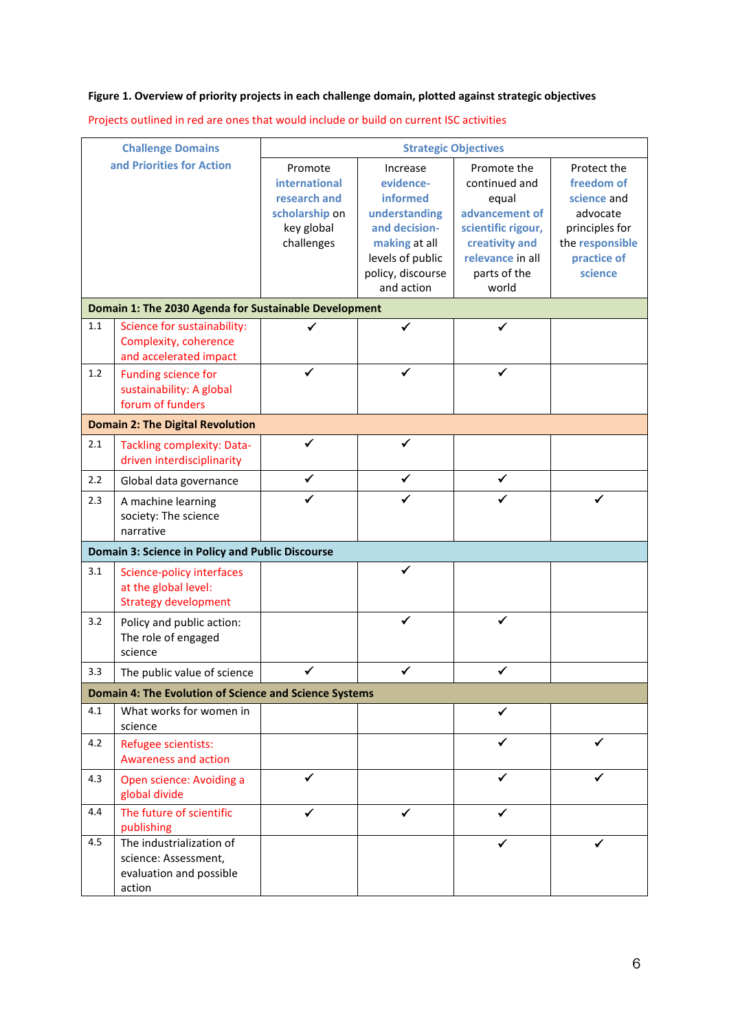**Figure 1. Overview of priority projects in each challenge domain, plotted against strategic objectives**

Projects outlined in red are ones that would include or build on current ISC activities

| | Challenge Domains and Priorities for Action | Strategic Objectives | | | |
|---|---|---|---|---|---|
| | | Promote **international research and scholarship** on key global challenges | Increase **evidence-informed understanding and decision-making** at all levels of public policy, discourse and action | Promote the continued and equal **advancement of scientific rigour, creativity and relevance** in all parts of the world | Protect the **freedom of science** and advocate principles for the **responsible practice of science** |
| **Domain 1: The 2030 Agenda for Sustainable Development** | | | | | |
| 1.1 | Science for sustainability: Complexity, coherence and accelerated impact | ✓ | ✓ | ✓ | |
| 1.2 | Funding science for sustainability: A global forum of funders | ✓ | ✓ | ✓ | |
| **Domain 2: The Digital Revolution** | | | | | |
| 2.1 | Tackling complexity: Data-driven interdisciplinarity | ✓ | ✓ | | |
| 2.2 | Global data governance | ✓ | ✓ | ✓ | |
| 2.3 | A machine learning society: The science narrative | ✓ | ✓ | ✓ | ✓ |
| **Domain 3: Science in Policy and Public Discourse** | | | | | |
| 3.1 | Science-policy interfaces at the global level: Strategy development | | ✓ | | |
| 3.2 | Policy and public action: The role of engaged science | | ✓ | ✓ | |
| 3.3 | The public value of science | ✓ | ✓ | ✓ | |
| **Domain 4: The Evolution of Science and Science Systems** | | | | | |
| 4.1 | What works for women in science | | | ✓ | |
| 4.2 | Refugee scientists: Awareness and action | | | ✓ | ✓ |
| 4.3 | Open science: Avoiding a global divide | ✓ | | ✓ | ✓ |
| 4.4 | The future of scientific publishing | ✓ | ✓ | ✓ | |
| 4.5 | The industrialization of science: Assessment, evaluation and possible action | | | ✓ | ✓ |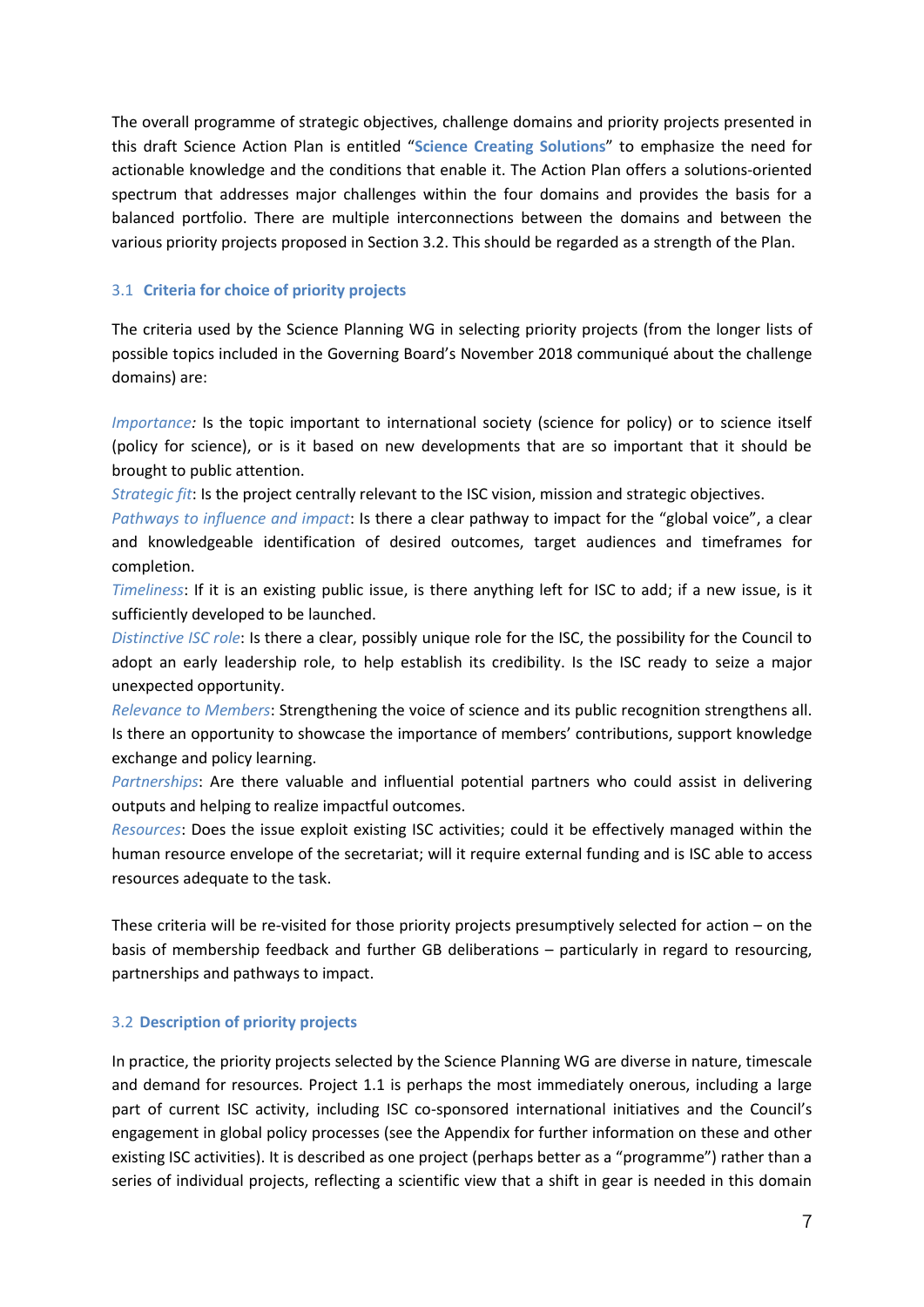The overall programme of strategic objectives, challenge domains and priority projects presented in this draft Science Action Plan is entitled "**Science Creating Solutions**" to emphasize the need for actionable knowledge and the conditions that enable it. The Action Plan offers a solutions-oriented spectrum that addresses major challenges within the four domains and provides the basis for a balanced portfolio. There are multiple interconnections between the domains and between the various priority projects proposed in Section 3.2. This should be regarded as a strength of the Plan.

### 3.1 Criteria for choice of priority projects

The criteria used by the Science Planning WG in selecting priority projects (from the longer lists of possible topics included in the Governing Board's November 2018 communiqué about the challenge domains) are:

*Importance:* Is the topic important to international society (science for policy) or to science itself (policy for science), or is it based on new developments that are so important that it should be brought to public attention.
*Strategic fit*: Is the project centrally relevant to the ISC vision, mission and strategic objectives.
*Pathways to influence and impact*: Is there a clear pathway to impact for the "global voice", a clear and knowledgeable identification of desired outcomes, target audiences and timeframes for completion.
*Timeliness*: If it is an existing public issue, is there anything left for ISC to add; if a new issue, is it sufficiently developed to be launched.
*Distinctive ISC role*: Is there a clear, possibly unique role for the ISC, the possibility for the Council to adopt an early leadership role, to help establish its credibility. Is the ISC ready to seize a major unexpected opportunity.
*Relevance to Members*: Strengthening the voice of science and its public recognition strengthens all. Is there an opportunity to showcase the importance of members' contributions, support knowledge exchange and policy learning.
*Partnerships*: Are there valuable and influential potential partners who could assist in delivering outputs and helping to realize impactful outcomes.
*Resources*: Does the issue exploit existing ISC activities; could it be effectively managed within the human resource envelope of the secretariat; will it require external funding and is ISC able to access resources adequate to the task.

These criteria will be re-visited for those priority projects presumptively selected for action – on the basis of membership feedback and further GB deliberations – particularly in regard to resourcing, partnerships and pathways to impact.

### 3.2 Description of priority projects

In practice, the priority projects selected by the Science Planning WG are diverse in nature, timescale and demand for resources. Project 1.1 is perhaps the most immediately onerous, including a large part of current ISC activity, including ISC co-sponsored international initiatives and the Council's engagement in global policy processes (see the Appendix for further information on these and other existing ISC activities). It is described as one project (perhaps better as a "programme") rather than a series of individual projects, reflecting a scientific view that a shift in gear is needed in this domain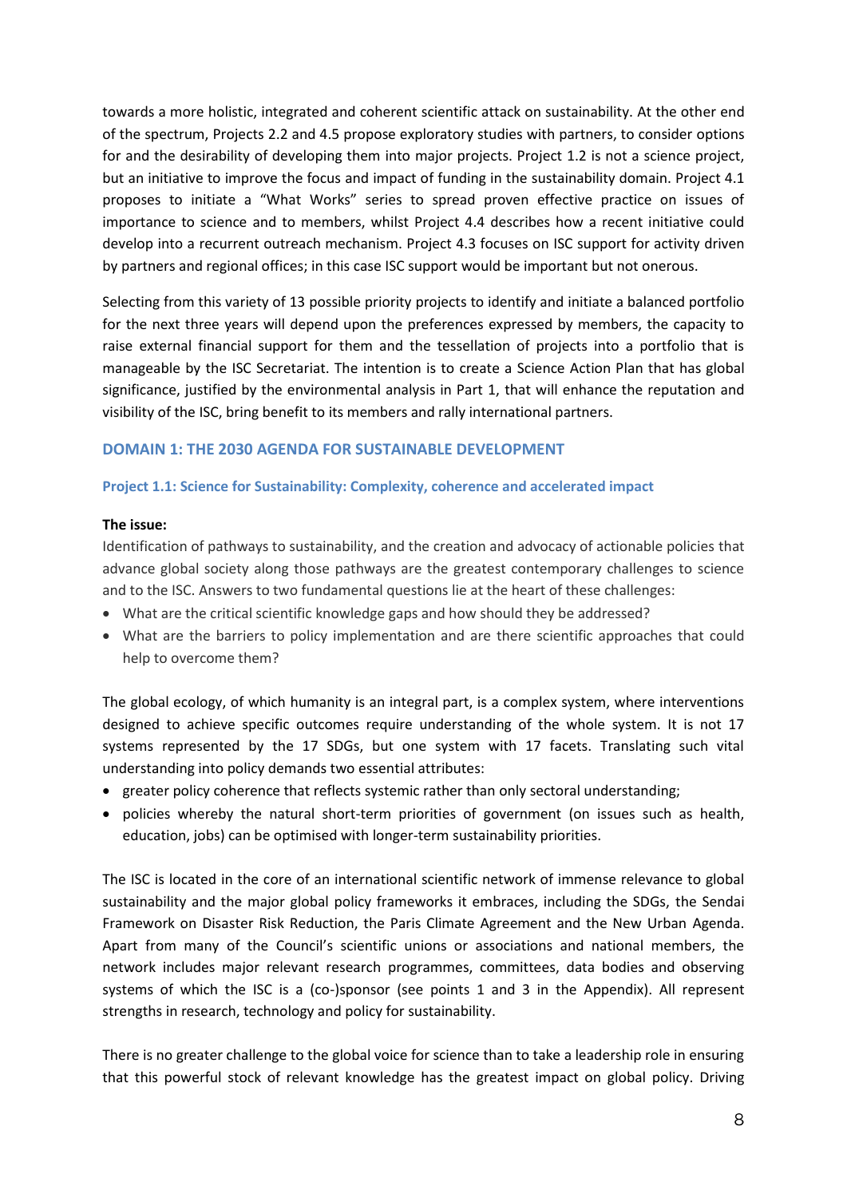towards a more holistic, integrated and coherent scientific attack on sustainability. At the other end of the spectrum, Projects 2.2 and 4.5 propose exploratory studies with partners, to consider options for and the desirability of developing them into major projects. Project 1.2 is not a science project, but an initiative to improve the focus and impact of funding in the sustainability domain. Project 4.1 proposes to initiate a "What Works" series to spread proven effective practice on issues of importance to science and to members, whilst Project 4.4 describes how a recent initiative could develop into a recurrent outreach mechanism. Project 4.3 focuses on ISC support for activity driven by partners and regional offices; in this case ISC support would be important but not onerous.

Selecting from this variety of 13 possible priority projects to identify and initiate a balanced portfolio for the next three years will depend upon the preferences expressed by members, the capacity to raise external financial support for them and the tessellation of projects into a portfolio that is manageable by the ISC Secretariat. The intention is to create a Science Action Plan that has global significance, justified by the environmental analysis in Part 1, that will enhance the reputation and visibility of the ISC, bring benefit to its members and rally international partners.

## DOMAIN 1: THE 2030 AGENDA FOR SUSTAINABLE DEVELOPMENT

### Project 1.1: Science for Sustainability: Complexity, coherence and accelerated impact

**The issue:**

Identification of pathways to sustainability, and the creation and advocacy of actionable policies that advance global society along those pathways are the greatest contemporary challenges to science and to the ISC. Answers to two fundamental questions lie at the heart of these challenges:

- What are the critical scientific knowledge gaps and how should they be addressed?
- What are the barriers to policy implementation and are there scientific approaches that could help to overcome them?

The global ecology, of which humanity is an integral part, is a complex system, where interventions designed to achieve specific outcomes require understanding of the whole system. It is not 17 systems represented by the 17 SDGs, but one system with 17 facets. Translating such vital understanding into policy demands two essential attributes:

- greater policy coherence that reflects systemic rather than only sectoral understanding;
- policies whereby the natural short-term priorities of government (on issues such as health, education, jobs) can be optimised with longer-term sustainability priorities.

The ISC is located in the core of an international scientific network of immense relevance to global sustainability and the major global policy frameworks it embraces, including the SDGs, the Sendai Framework on Disaster Risk Reduction, the Paris Climate Agreement and the New Urban Agenda. Apart from many of the Council's scientific unions or associations and national members, the network includes major relevant research programmes, committees, data bodies and observing systems of which the ISC is a (co-)sponsor (see points 1 and 3 in the Appendix). All represent strengths in research, technology and policy for sustainability.

There is no greater challenge to the global voice for science than to take a leadership role in ensuring that this powerful stock of relevant knowledge has the greatest impact on global policy. Driving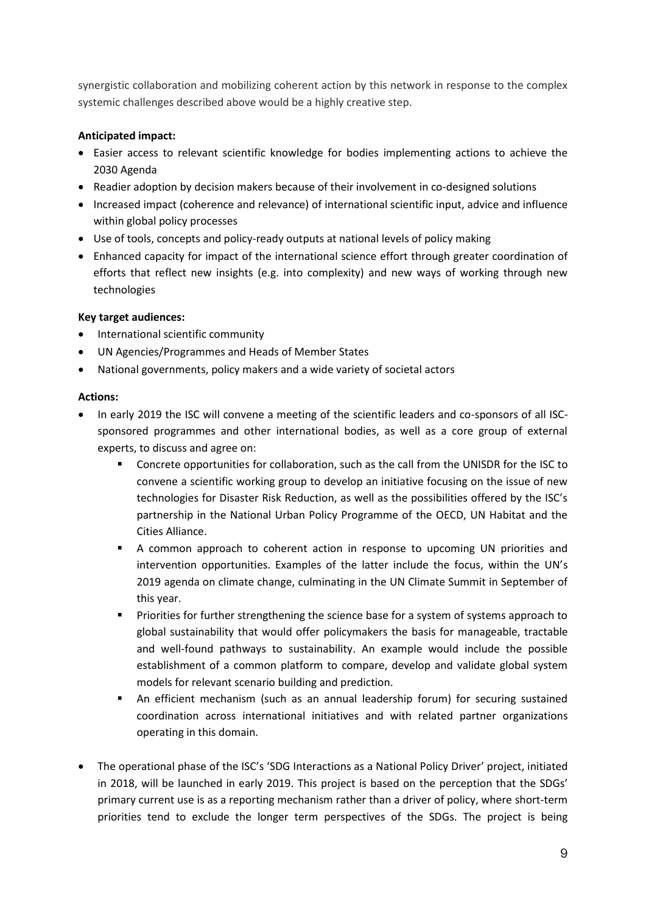synergistic collaboration and mobilizing coherent action by this network in response to the complex systemic challenges described above would be a highly creative step.

**Anticipated impact:**

- Easier access to relevant scientific knowledge for bodies implementing actions to achieve the 2030 Agenda
- Readier adoption by decision makers because of their involvement in co-designed solutions
- Increased impact (coherence and relevance) of international scientific input, advice and influence within global policy processes
- Use of tools, concepts and policy-ready outputs at national levels of policy making
- Enhanced capacity for impact of the international science effort through greater coordination of efforts that reflect new insights (e.g. into complexity) and new ways of working through new technologies

**Key target audiences:**

- International scientific community
- UN Agencies/Programmes and Heads of Member States
- National governments, policy makers and a wide variety of societal actors

**Actions:**

- In early 2019 the ISC will convene a meeting of the scientific leaders and co-sponsors of all ISC-sponsored programmes and other international bodies, as well as a core group of external experts, to discuss and agree on:
    - Concrete opportunities for collaboration, such as the call from the UNISDR for the ISC to convene a scientific working group to develop an initiative focusing on the issue of new technologies for Disaster Risk Reduction, as well as the possibilities offered by the ISC's partnership in the National Urban Policy Programme of the OECD, UN Habitat and the Cities Alliance.
    - A common approach to coherent action in response to upcoming UN priorities and intervention opportunities. Examples of the latter include the focus, within the UN's 2019 agenda on climate change, culminating in the UN Climate Summit in September of this year.
    - Priorities for further strengthening the science base for a system of systems approach to global sustainability that would offer policymakers the basis for manageable, tractable and well-found pathways to sustainability. An example would include the possible establishment of a common platform to compare, develop and validate global system models for relevant scenario building and prediction.
    - An efficient mechanism (such as an annual leadership forum) for securing sustained coordination across international initiatives and with related partner organizations operating in this domain.

- The operational phase of the ISC's 'SDG Interactions as a National Policy Driver' project, initiated in 2018, will be launched in early 2019. This project is based on the perception that the SDGs' primary current use is as a reporting mechanism rather than a driver of policy, where short-term priorities tend to exclude the longer term perspectives of the SDGs. The project is being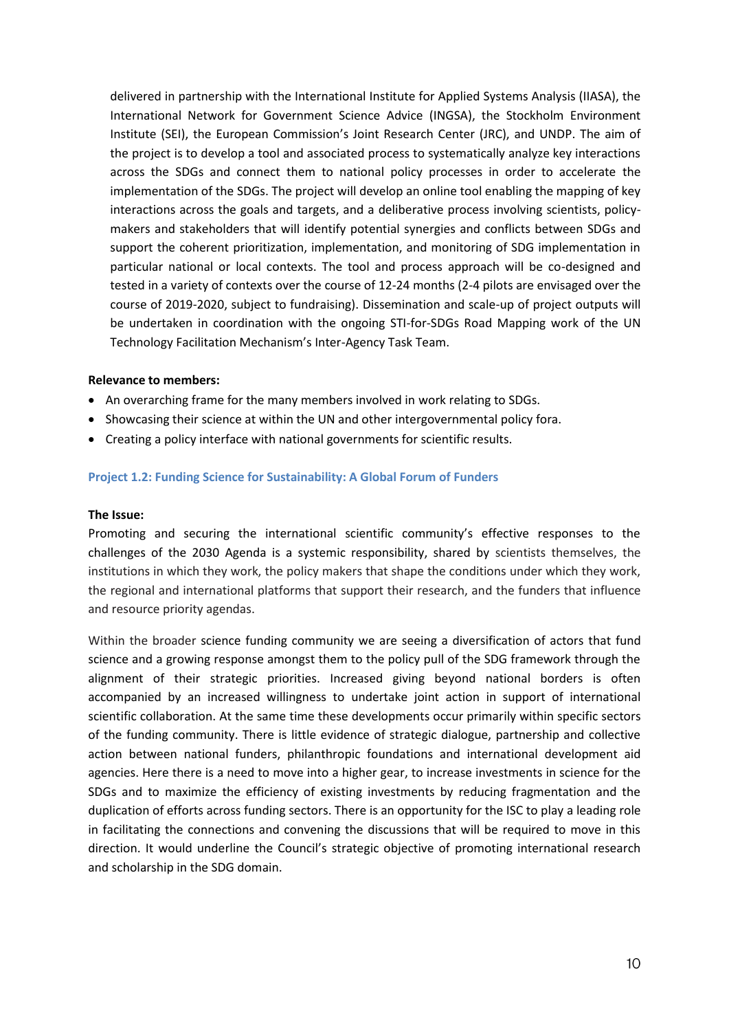delivered in partnership with the International Institute for Applied Systems Analysis (IIASA), the International Network for Government Science Advice (INGSA), the Stockholm Environment Institute (SEI), the European Commission's Joint Research Center (JRC), and UNDP. The aim of the project is to develop a tool and associated process to systematically analyze key interactions across the SDGs and connect them to national policy processes in order to accelerate the implementation of the SDGs. The project will develop an online tool enabling the mapping of key interactions across the goals and targets, and a deliberative process involving scientists, policy-makers and stakeholders that will identify potential synergies and conflicts between SDGs and support the coherent prioritization, implementation, and monitoring of SDG implementation in particular national or local contexts. The tool and process approach will be co-designed and tested in a variety of contexts over the course of 12-24 months (2-4 pilots are envisaged over the course of 2019-2020, subject to fundraising). Dissemination and scale-up of project outputs will be undertaken in coordination with the ongoing STI-for-SDGs Road Mapping work of the UN Technology Facilitation Mechanism's Inter-Agency Task Team.

**Relevance to members:**

- An overarching frame for the many members involved in work relating to SDGs.
- Showcasing their science at within the UN and other intergovernmental policy fora.
- Creating a policy interface with national governments for scientific results.

### Project 1.2: Funding Science for Sustainability: A Global Forum of Funders

**The Issue:**

Promoting and securing the international scientific community's effective responses to the challenges of the 2030 Agenda is a systemic responsibility, shared by scientists themselves, the institutions in which they work, the policy makers that shape the conditions under which they work, the regional and international platforms that support their research, and the funders that influence and resource priority agendas.

Within the broader science funding community we are seeing a diversification of actors that fund science and a growing response amongst them to the policy pull of the SDG framework through the alignment of their strategic priorities. Increased giving beyond national borders is often accompanied by an increased willingness to undertake joint action in support of international scientific collaboration. At the same time these developments occur primarily within specific sectors of the funding community. There is little evidence of strategic dialogue, partnership and collective action between national funders, philanthropic foundations and international development aid agencies. Here there is a need to move into a higher gear, to increase investments in science for the SDGs and to maximize the efficiency of existing investments by reducing fragmentation and the duplication of efforts across funding sectors. There is an opportunity for the ISC to play a leading role in facilitating the connections and convening the discussions that will be required to move in this direction. It would underline the Council's strategic objective of promoting international research and scholarship in the SDG domain.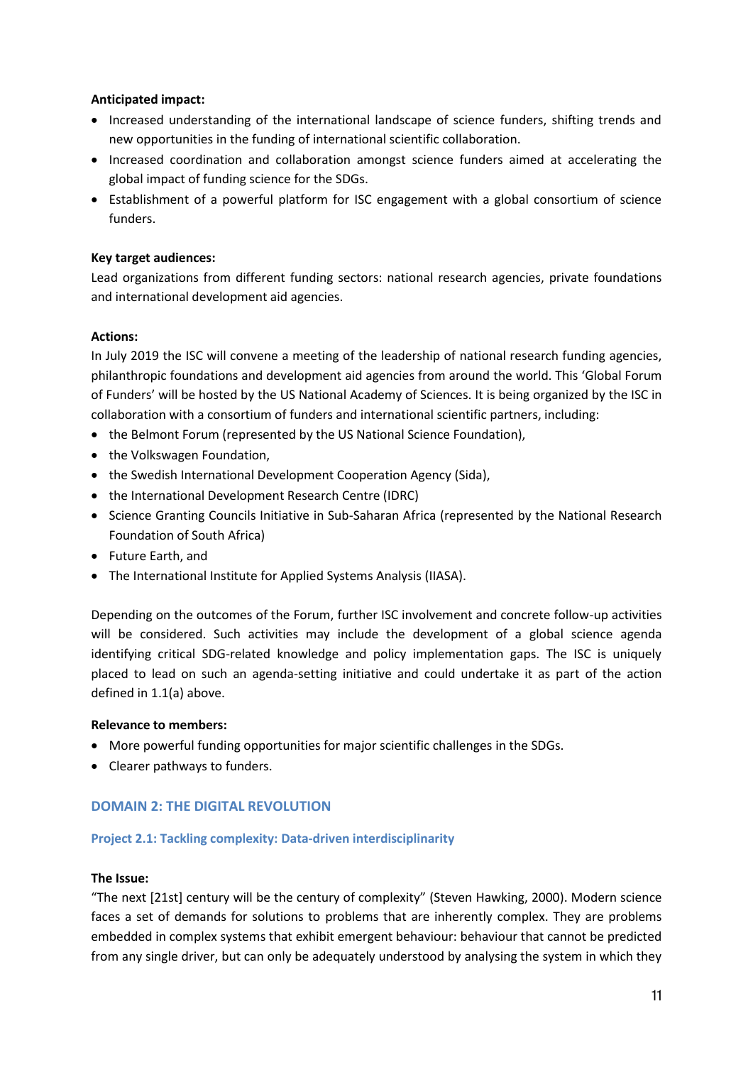**Anticipated impact:**

- Increased understanding of the international landscape of science funders, shifting trends and new opportunities in the funding of international scientific collaboration.
- Increased coordination and collaboration amongst science funders aimed at accelerating the global impact of funding science for the SDGs.
- Establishment of a powerful platform for ISC engagement with a global consortium of science funders.

**Key target audiences:**

Lead organizations from different funding sectors: national research agencies, private foundations and international development aid agencies.

**Actions:**

In July 2019 the ISC will convene a meeting of the leadership of national research funding agencies, philanthropic foundations and development aid agencies from around the world. This 'Global Forum of Funders' will be hosted by the US National Academy of Sciences. It is being organized by the ISC in collaboration with a consortium of funders and international scientific partners, including:

- the Belmont Forum (represented by the US National Science Foundation),
- the Volkswagen Foundation,
- the Swedish International Development Cooperation Agency (Sida),
- the International Development Research Centre (IDRC)
- Science Granting Councils Initiative in Sub-Saharan Africa (represented by the National Research Foundation of South Africa)
- Future Earth, and
- The International Institute for Applied Systems Analysis (IIASA).

Depending on the outcomes of the Forum, further ISC involvement and concrete follow-up activities will be considered. Such activities may include the development of a global science agenda identifying critical SDG-related knowledge and policy implementation gaps. The ISC is uniquely placed to lead on such an agenda-setting initiative and could undertake it as part of the action defined in 1.1(a) above.

**Relevance to members:**

- More powerful funding opportunities for major scientific challenges in the SDGs.
- Clearer pathways to funders.

## DOMAIN 2: THE DIGITAL REVOLUTION

### Project 2.1: Tackling complexity: Data-driven interdisciplinarity

**The Issue:**

"The next [21st] century will be the century of complexity" (Steven Hawking, 2000). Modern science faces a set of demands for solutions to problems that are inherently complex. They are problems embedded in complex systems that exhibit emergent behaviour: behaviour that cannot be predicted from any single driver, but can only be adequately understood by analysing the system in which they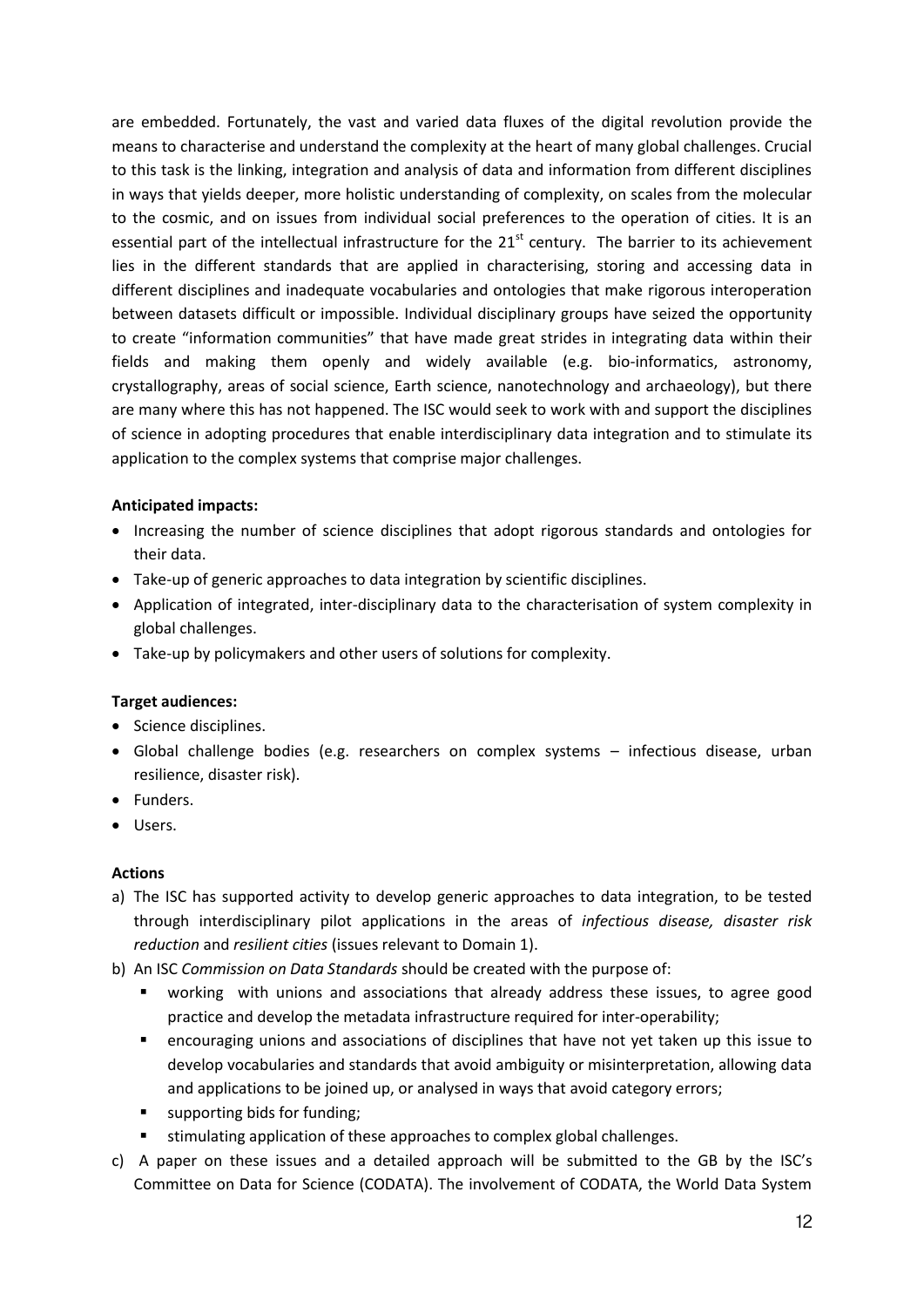are embedded. Fortunately, the vast and varied data fluxes of the digital revolution provide the means to characterise and understand the complexity at the heart of many global challenges. Crucial to this task is the linking, integration and analysis of data and information from different disciplines in ways that yields deeper, more holistic understanding of complexity, on scales from the molecular to the cosmic, and on issues from individual social preferences to the operation of cities. It is an essential part of the intellectual infrastructure for the 21st century. The barrier to its achievement lies in the different standards that are applied in characterising, storing and accessing data in different disciplines and inadequate vocabularies and ontologies that make rigorous interoperation between datasets difficult or impossible. Individual disciplinary groups have seized the opportunity to create "information communities" that have made great strides in integrating data within their fields and making them openly and widely available (e.g. bio-informatics, astronomy, crystallography, areas of social science, Earth science, nanotechnology and archaeology), but there are many where this has not happened. The ISC would seek to work with and support the disciplines of science in adopting procedures that enable interdisciplinary data integration and to stimulate its application to the complex systems that comprise major challenges.

**Anticipated impacts:**

- Increasing the number of science disciplines that adopt rigorous standards and ontologies for their data.
- Take-up of generic approaches to data integration by scientific disciplines.
- Application of integrated, inter-disciplinary data to the characterisation of system complexity in global challenges.
- Take-up by policymakers and other users of solutions for complexity.

**Target audiences:**

- Science disciplines.
- Global challenge bodies (e.g. researchers on complex systems – infectious disease, urban resilience, disaster risk).
- Funders.
- Users.

**Actions**

a) The ISC has supported activity to develop generic approaches to data integration, to be tested through interdisciplinary pilot applications in the areas of *infectious disease, disaster risk reduction* and *resilient cities* (issues relevant to Domain 1).

b) An ISC *Commission on Data Standards* should be created with the purpose of:
   - working with unions and associations that already address these issues, to agree good practice and develop the metadata infrastructure required for inter-operability;
   - encouraging unions and associations of disciplines that have not yet taken up this issue to develop vocabularies and standards that avoid ambiguity or misinterpretation, allowing data and applications to be joined up, or analysed in ways that avoid category errors;
   - supporting bids for funding;
   - stimulating application of these approaches to complex global challenges.

c) A paper on these issues and a detailed approach will be submitted to the GB by the ISC's Committee on Data for Science (CODATA). The involvement of CODATA, the World Data System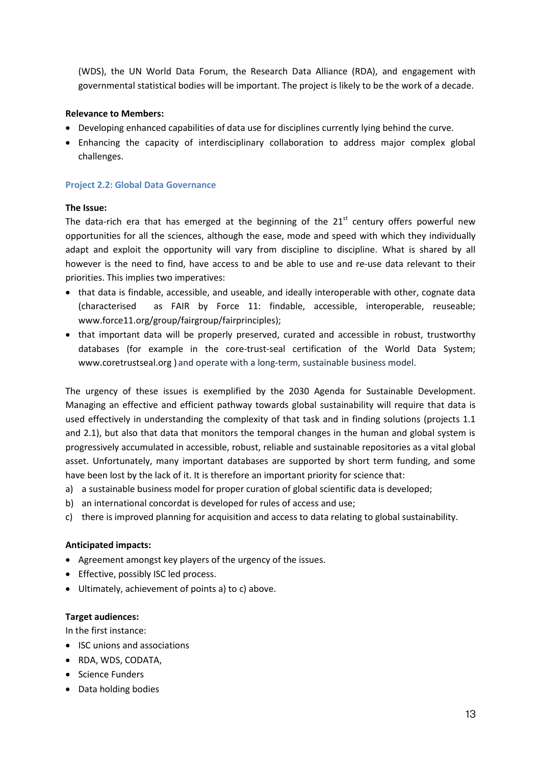(WDS), the UN World Data Forum, the Research Data Alliance (RDA), and engagement with governmental statistical bodies will be important. The project is likely to be the work of a decade.

**Relevance to Members:**

- Developing enhanced capabilities of data use for disciplines currently lying behind the curve.
- Enhancing the capacity of interdisciplinary collaboration to address major complex global challenges.

### Project 2.2: Global Data Governance

**The Issue:**

The data-rich era that has emerged at the beginning of the 21st century offers powerful new opportunities for all the sciences, although the ease, mode and speed with which they individually adapt and exploit the opportunity will vary from discipline to discipline. What is shared by all however is the need to find, have access to and be able to use and re-use data relevant to their priorities. This implies two imperatives:

- that data is findable, accessible, and useable, and ideally interoperable with other, cognate data (characterised as FAIR by Force 11: findable, accessible, interoperable, reuseable; www.force11.org/group/fairgroup/fairprinciples);
- that important data will be properly preserved, curated and accessible in robust, trustworthy databases (for example in the core-trust-seal certification of the World Data System; www.coretrustseal.org ) and operate with a long-term, sustainable business model.

The urgency of these issues is exemplified by the 2030 Agenda for Sustainable Development. Managing an effective and efficient pathway towards global sustainability will require that data is used effectively in understanding the complexity of that task and in finding solutions (projects 1.1 and 2.1), but also that data that monitors the temporal changes in the human and global system is progressively accumulated in accessible, robust, reliable and sustainable repositories as a vital global asset. Unfortunately, many important databases are supported by short term funding, and some have been lost by the lack of it. It is therefore an important priority for science that:

a) a sustainable business model for proper curation of global scientific data is developed;
b) an international concordat is developed for rules of access and use;
c) there is improved planning for acquisition and access to data relating to global sustainability.

**Anticipated impacts:**

- Agreement amongst key players of the urgency of the issues.
- Effective, possibly ISC led process.
- Ultimately, achievement of points a) to c) above.

**Target audiences:**

In the first instance:

- ISC unions and associations
- RDA, WDS, CODATA,
- Science Funders
- Data holding bodies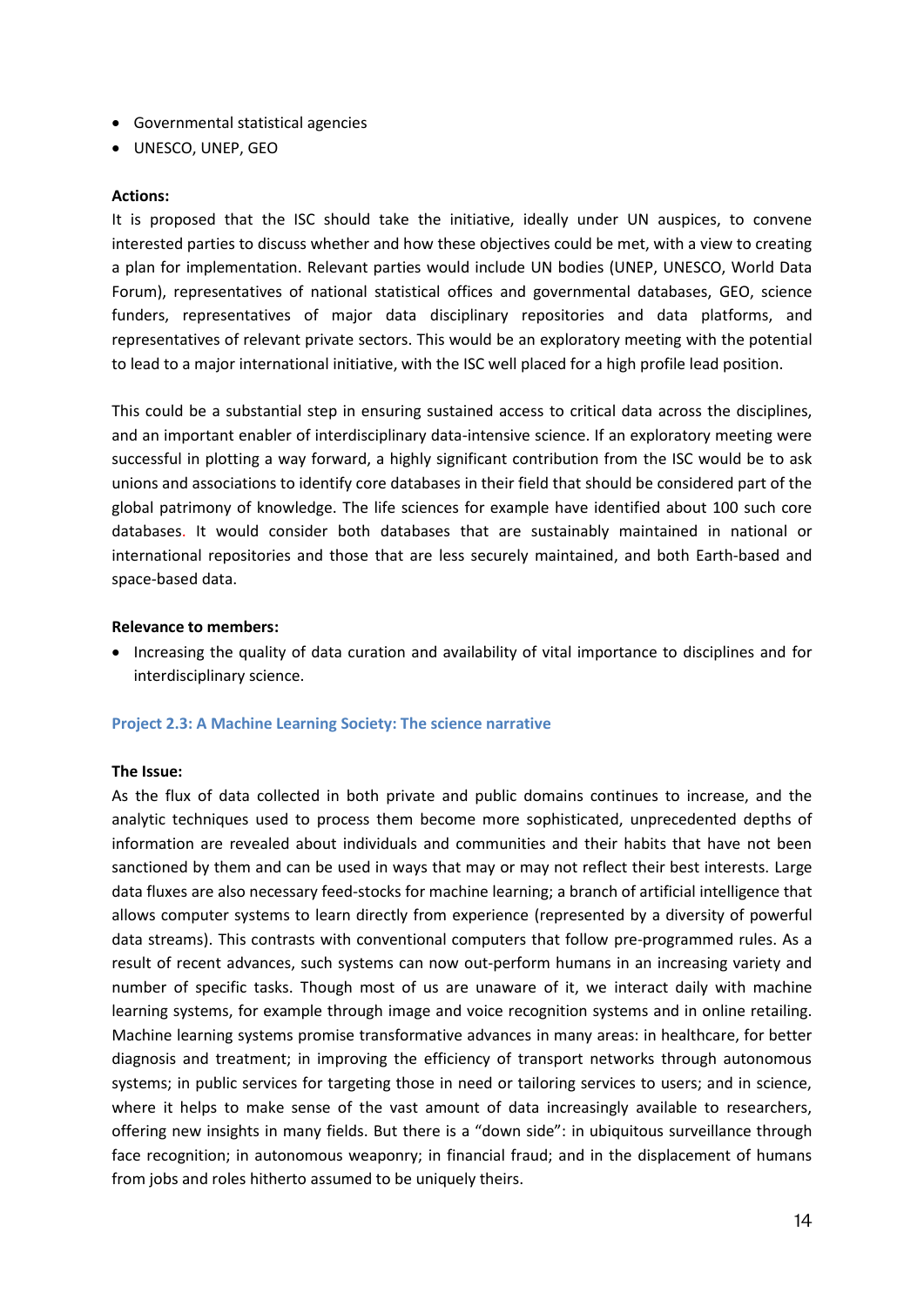- Governmental statistical agencies
- UNESCO, UNEP, GEO

**Actions:**

It is proposed that the ISC should take the initiative, ideally under UN auspices, to convene interested parties to discuss whether and how these objectives could be met, with a view to creating a plan for implementation. Relevant parties would include UN bodies (UNEP, UNESCO, World Data Forum), representatives of national statistical offices and governmental databases, GEO, science funders, representatives of major data disciplinary repositories and data platforms, and representatives of relevant private sectors. This would be an exploratory meeting with the potential to lead to a major international initiative, with the ISC well placed for a high profile lead position.

This could be a substantial step in ensuring sustained access to critical data across the disciplines, and an important enabler of interdisciplinary data-intensive science. If an exploratory meeting were successful in plotting a way forward, a highly significant contribution from the ISC would be to ask unions and associations to identify core databases in their field that should be considered part of the global patrimony of knowledge. The life sciences for example have identified about 100 such core databases. It would consider both databases that are sustainably maintained in national or international repositories and those that are less securely maintained, and both Earth-based and space-based data.

**Relevance to members:**

- Increasing the quality of data curation and availability of vital importance to disciplines and for interdisciplinary science.

### Project 2.3: A Machine Learning Society: The science narrative

**The Issue:**

As the flux of data collected in both private and public domains continues to increase, and the analytic techniques used to process them become more sophisticated, unprecedented depths of information are revealed about individuals and communities and their habits that have not been sanctioned by them and can be used in ways that may or may not reflect their best interests. Large data fluxes are also necessary feed-stocks for machine learning; a branch of artificial intelligence that allows computer systems to learn directly from experience (represented by a diversity of powerful data streams). This contrasts with conventional computers that follow pre-programmed rules. As a result of recent advances, such systems can now out-perform humans in an increasing variety and number of specific tasks. Though most of us are unaware of it, we interact daily with machine learning systems, for example through image and voice recognition systems and in online retailing. Machine learning systems promise transformative advances in many areas: in healthcare, for better diagnosis and treatment; in improving the efficiency of transport networks through autonomous systems; in public services for targeting those in need or tailoring services to users; and in science, where it helps to make sense of the vast amount of data increasingly available to researchers, offering new insights in many fields. But there is a "down side": in ubiquitous surveillance through face recognition; in autonomous weaponry; in financial fraud; and in the displacement of humans from jobs and roles hitherto assumed to be uniquely theirs.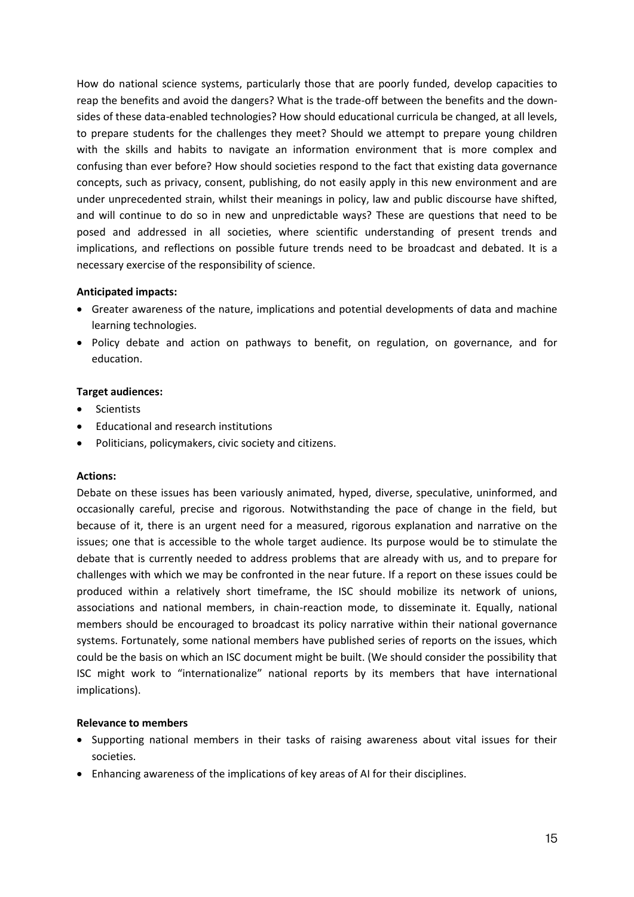How do national science systems, particularly those that are poorly funded, develop capacities to reap the benefits and avoid the dangers? What is the trade-off between the benefits and the down-sides of these data-enabled technologies? How should educational curricula be changed, at all levels, to prepare students for the challenges they meet? Should we attempt to prepare young children with the skills and habits to navigate an information environment that is more complex and confusing than ever before? How should societies respond to the fact that existing data governance concepts, such as privacy, consent, publishing, do not easily apply in this new environment and are under unprecedented strain, whilst their meanings in policy, law and public discourse have shifted, and will continue to do so in new and unpredictable ways? These are questions that need to be posed and addressed in all societies, where scientific understanding of present trends and implications, and reflections on possible future trends need to be broadcast and debated. It is a necessary exercise of the responsibility of science.

**Anticipated impacts:**

- Greater awareness of the nature, implications and potential developments of data and machine learning technologies.
- Policy debate and action on pathways to benefit, on regulation, on governance, and for education.

**Target audiences:**

- Scientists
- Educational and research institutions
- Politicians, policymakers, civic society and citizens.

**Actions:**

Debate on these issues has been variously animated, hyped, diverse, speculative, uninformed, and occasionally careful, precise and rigorous. Notwithstanding the pace of change in the field, but because of it, there is an urgent need for a measured, rigorous explanation and narrative on the issues; one that is accessible to the whole target audience. Its purpose would be to stimulate the debate that is currently needed to address problems that are already with us, and to prepare for challenges with which we may be confronted in the near future. If a report on these issues could be produced within a relatively short timeframe, the ISC should mobilize its network of unions, associations and national members, in chain-reaction mode, to disseminate it. Equally, national members should be encouraged to broadcast its policy narrative within their national governance systems. Fortunately, some national members have published series of reports on the issues, which could be the basis on which an ISC document might be built. (We should consider the possibility that ISC might work to "internationalize" national reports by its members that have international implications).

**Relevance to members**

- Supporting national members in their tasks of raising awareness about vital issues for their societies.
- Enhancing awareness of the implications of key areas of AI for their disciplines.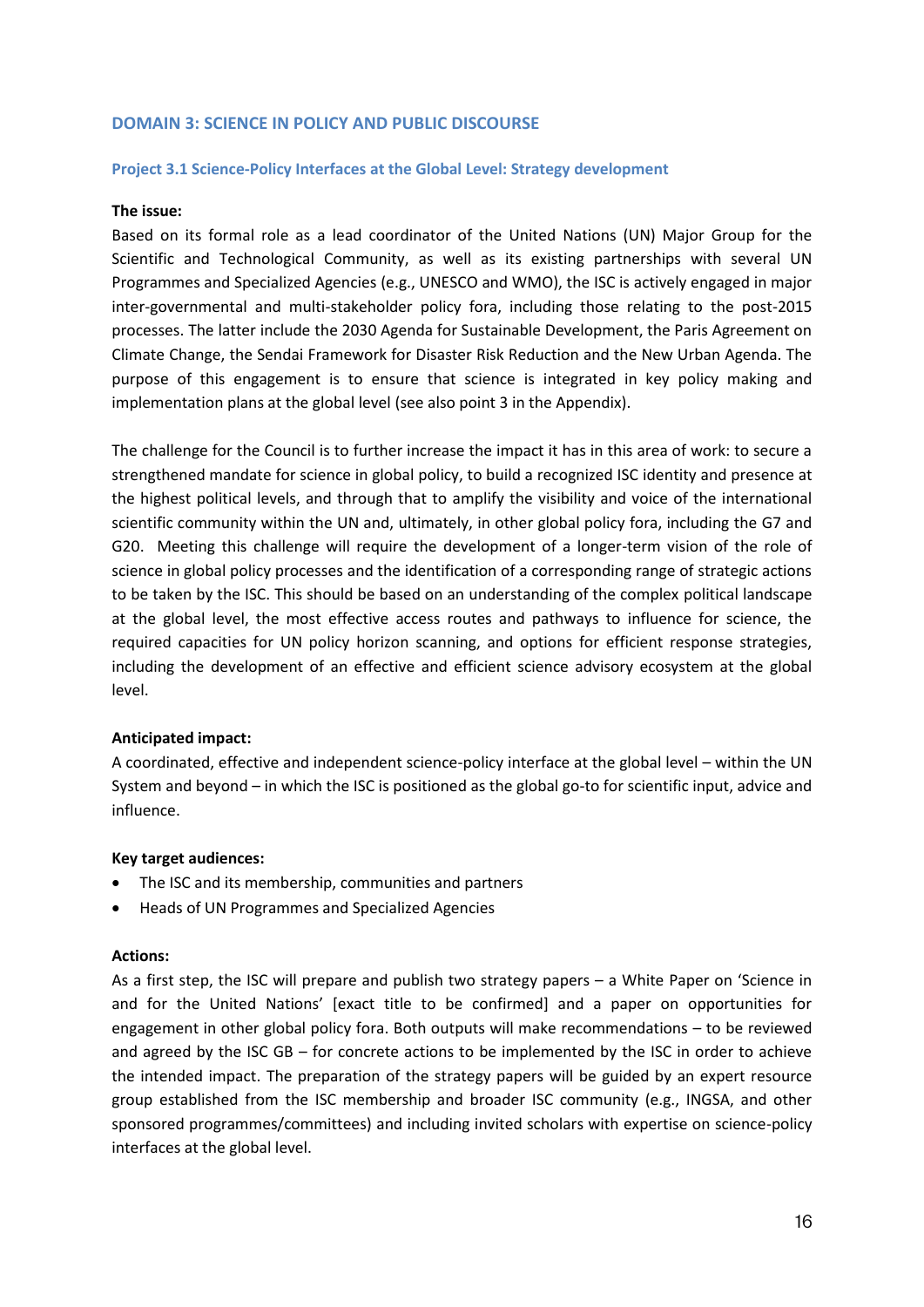## DOMAIN 3: SCIENCE IN POLICY AND PUBLIC DISCOURSE

### Project 3.1 Science-Policy Interfaces at the Global Level: Strategy development

**The issue:**

Based on its formal role as a lead coordinator of the United Nations (UN) Major Group for the Scientific and Technological Community, as well as its existing partnerships with several UN Programmes and Specialized Agencies (e.g., UNESCO and WMO), the ISC is actively engaged in major inter-governmental and multi-stakeholder policy fora, including those relating to the post-2015 processes. The latter include the 2030 Agenda for Sustainable Development, the Paris Agreement on Climate Change, the Sendai Framework for Disaster Risk Reduction and the New Urban Agenda. The purpose of this engagement is to ensure that science is integrated in key policy making and implementation plans at the global level (see also point 3 in the Appendix).

The challenge for the Council is to further increase the impact it has in this area of work: to secure a strengthened mandate for science in global policy, to build a recognized ISC identity and presence at the highest political levels, and through that to amplify the visibility and voice of the international scientific community within the UN and, ultimately, in other global policy fora, including the G7 and G20. Meeting this challenge will require the development of a longer-term vision of the role of science in global policy processes and the identification of a corresponding range of strategic actions to be taken by the ISC. This should be based on an understanding of the complex political landscape at the global level, the most effective access routes and pathways to influence for science, the required capacities for UN policy horizon scanning, and options for efficient response strategies, including the development of an effective and efficient science advisory ecosystem at the global level.

**Anticipated impact:**

A coordinated, effective and independent science-policy interface at the global level – within the UN System and beyond – in which the ISC is positioned as the global go-to for scientific input, advice and influence.

**Key target audiences:**

- The ISC and its membership, communities and partners
- Heads of UN Programmes and Specialized Agencies

**Actions:**

As a first step, the ISC will prepare and publish two strategy papers – a White Paper on 'Science in and for the United Nations' [exact title to be confirmed] and a paper on opportunities for engagement in other global policy fora. Both outputs will make recommendations – to be reviewed and agreed by the ISC GB – for concrete actions to be implemented by the ISC in order to achieve the intended impact. The preparation of the strategy papers will be guided by an expert resource group established from the ISC membership and broader ISC community (e.g., INGSA, and other sponsored programmes/committees) and including invited scholars with expertise on science-policy interfaces at the global level.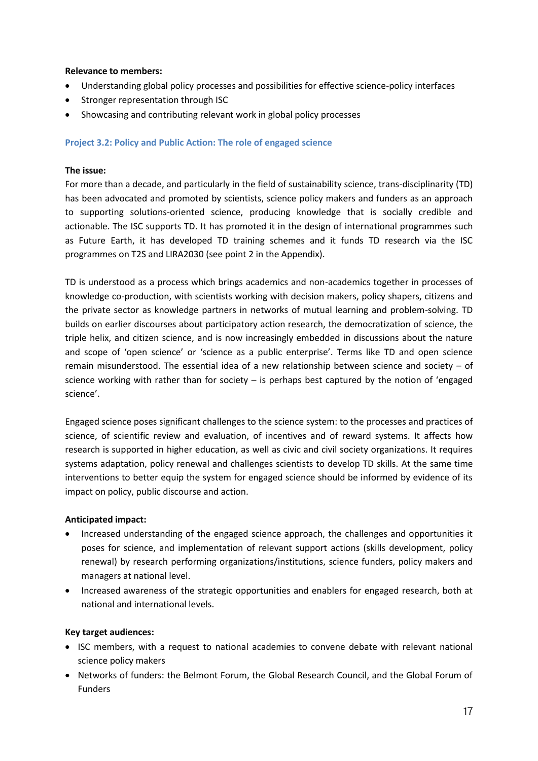**Relevance to members:**

- Understanding global policy processes and possibilities for effective science-policy interfaces
- Stronger representation through ISC
- Showcasing and contributing relevant work in global policy processes

### Project 3.2: Policy and Public Action: The role of engaged science

**The issue:**

For more than a decade, and particularly in the field of sustainability science, trans-disciplinarity (TD) has been advocated and promoted by scientists, science policy makers and funders as an approach to supporting solutions-oriented science, producing knowledge that is socially credible and actionable. The ISC supports TD. It has promoted it in the design of international programmes such as Future Earth, it has developed TD training schemes and it funds TD research via the ISC programmes on T2S and LIRA2030 (see point 2 in the Appendix).

TD is understood as a process which brings academics and non-academics together in processes of knowledge co-production, with scientists working with decision makers, policy shapers, citizens and the private sector as knowledge partners in networks of mutual learning and problem-solving. TD builds on earlier discourses about participatory action research, the democratization of science, the triple helix, and citizen science, and is now increasingly embedded in discussions about the nature and scope of 'open science' or 'science as a public enterprise'. Terms like TD and open science remain misunderstood. The essential idea of a new relationship between science and society – of science working with rather than for society – is perhaps best captured by the notion of 'engaged science'.

Engaged science poses significant challenges to the science system: to the processes and practices of science, of scientific review and evaluation, of incentives and of reward systems. It affects how research is supported in higher education, as well as civic and civil society organizations. It requires systems adaptation, policy renewal and challenges scientists to develop TD skills. At the same time interventions to better equip the system for engaged science should be informed by evidence of its impact on policy, public discourse and action.

**Anticipated impact:**

- Increased understanding of the engaged science approach, the challenges and opportunities it poses for science, and implementation of relevant support actions (skills development, policy renewal) by research performing organizations/institutions, science funders, policy makers and managers at national level.
- Increased awareness of the strategic opportunities and enablers for engaged research, both at national and international levels.

**Key target audiences:**

- ISC members, with a request to national academies to convene debate with relevant national science policy makers
- Networks of funders: the Belmont Forum, the Global Research Council, and the Global Forum of Funders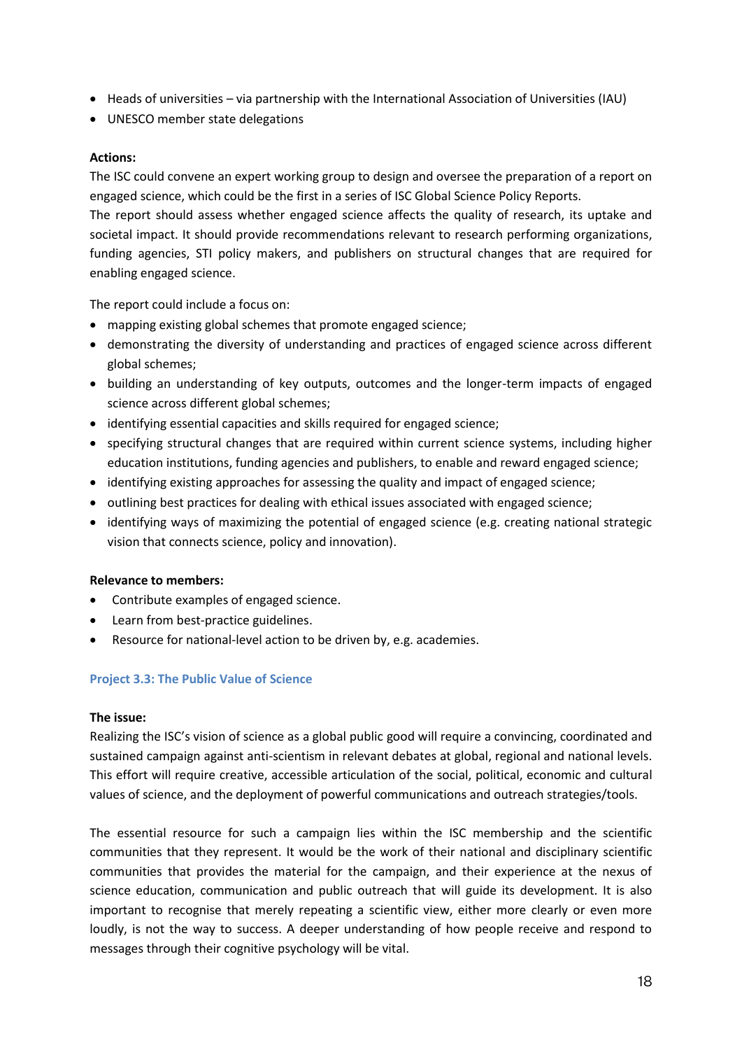- Heads of universities – via partnership with the International Association of Universities (IAU)
- UNESCO member state delegations

**Actions:**

The ISC could convene an expert working group to design and oversee the preparation of a report on engaged science, which could be the first in a series of ISC Global Science Policy Reports.

The report should assess whether engaged science affects the quality of research, its uptake and societal impact. It should provide recommendations relevant to research performing organizations, funding agencies, STI policy makers, and publishers on structural changes that are required for enabling engaged science.

The report could include a focus on:

- mapping existing global schemes that promote engaged science;
- demonstrating the diversity of understanding and practices of engaged science across different global schemes;
- building an understanding of key outputs, outcomes and the longer-term impacts of engaged science across different global schemes;
- identifying essential capacities and skills required for engaged science;
- specifying structural changes that are required within current science systems, including higher education institutions, funding agencies and publishers, to enable and reward engaged science;
- identifying existing approaches for assessing the quality and impact of engaged science;
- outlining best practices for dealing with ethical issues associated with engaged science;
- identifying ways of maximizing the potential of engaged science (e.g. creating national strategic vision that connects science, policy and innovation).

**Relevance to members:**

- Contribute examples of engaged science.
- Learn from best-practice guidelines.
- Resource for national-level action to be driven by, e.g. academies.

### Project 3.3: The Public Value of Science

**The issue:**

Realizing the ISC's vision of science as a global public good will require a convincing, coordinated and sustained campaign against anti-scientism in relevant debates at global, regional and national levels. This effort will require creative, accessible articulation of the social, political, economic and cultural values of science, and the deployment of powerful communications and outreach strategies/tools.

The essential resource for such a campaign lies within the ISC membership and the scientific communities that they represent. It would be the work of their national and disciplinary scientific communities that provides the material for the campaign, and their experience at the nexus of science education, communication and public outreach that will guide its development. It is also important to recognise that merely repeating a scientific view, either more clearly or even more loudly, is not the way to success. A deeper understanding of how people receive and respond to messages through their cognitive psychology will be vital.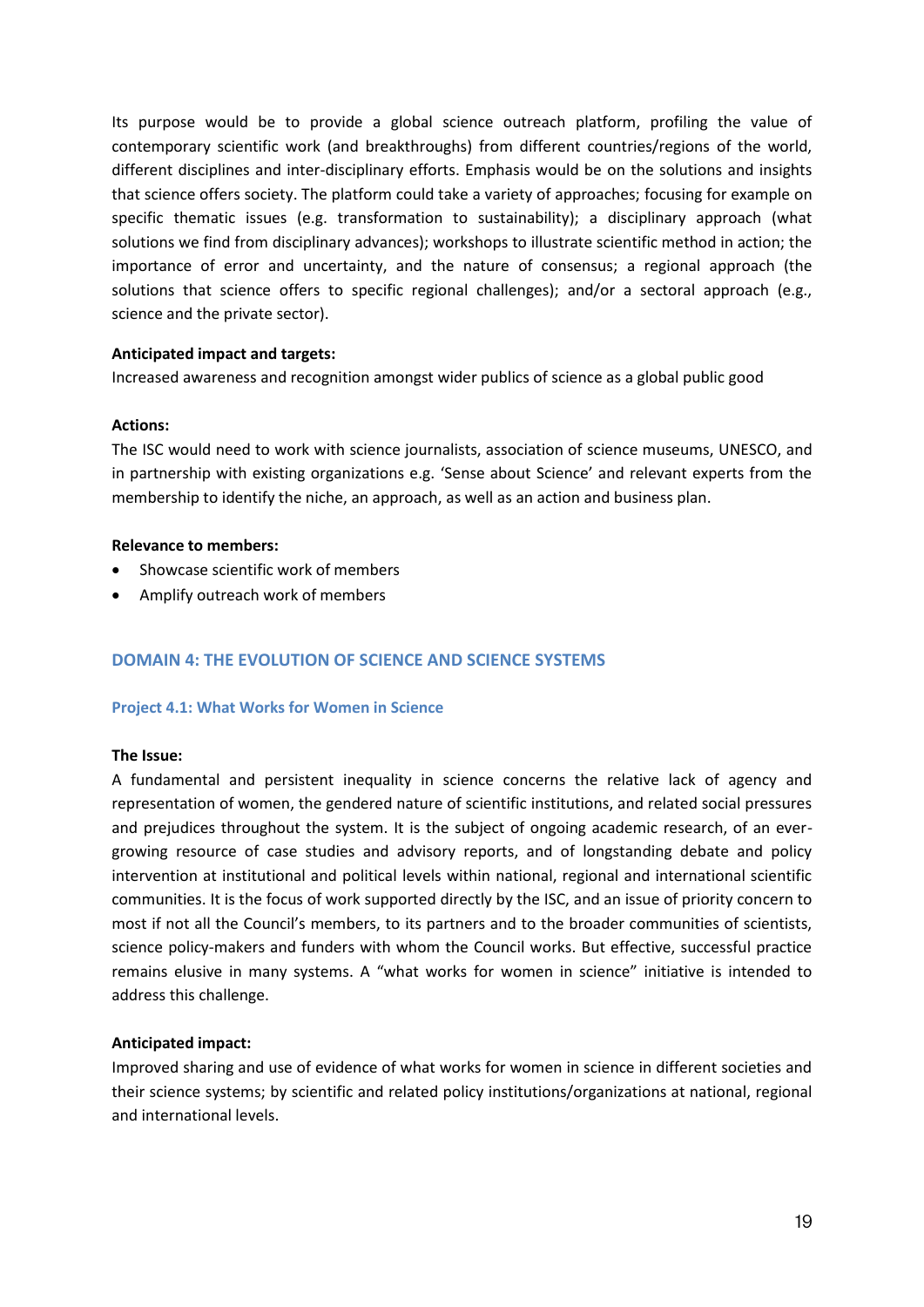Its purpose would be to provide a global science outreach platform, profiling the value of contemporary scientific work (and breakthroughs) from different countries/regions of the world, different disciplines and inter-disciplinary efforts. Emphasis would be on the solutions and insights that science offers society. The platform could take a variety of approaches; focusing for example on specific thematic issues (e.g. transformation to sustainability); a disciplinary approach (what solutions we find from disciplinary advances); workshops to illustrate scientific method in action; the importance of error and uncertainty, and the nature of consensus; a regional approach (the solutions that science offers to specific regional challenges); and/or a sectoral approach (e.g., science and the private sector).

**Anticipated impact and targets:**

Increased awareness and recognition amongst wider publics of science as a global public good

**Actions:**

The ISC would need to work with science journalists, association of science museums, UNESCO, and in partnership with existing organizations e.g. 'Sense about Science' and relevant experts from the membership to identify the niche, an approach, as well as an action and business plan.

**Relevance to members:**

- Showcase scientific work of members
- Amplify outreach work of members

## DOMAIN 4: THE EVOLUTION OF SCIENCE AND SCIENCE SYSTEMS

### Project 4.1: What Works for Women in Science

**The Issue:**

A fundamental and persistent inequality in science concerns the relative lack of agency and representation of women, the gendered nature of scientific institutions, and related social pressures and prejudices throughout the system. It is the subject of ongoing academic research, of an ever-growing resource of case studies and advisory reports, and of longstanding debate and policy intervention at institutional and political levels within national, regional and international scientific communities. It is the focus of work supported directly by the ISC, and an issue of priority concern to most if not all the Council's members, to its partners and to the broader communities of scientists, science policy-makers and funders with whom the Council works. But effective, successful practice remains elusive in many systems. A "what works for women in science" initiative is intended to address this challenge.

**Anticipated impact:**

Improved sharing and use of evidence of what works for women in science in different societies and their science systems; by scientific and related policy institutions/organizations at national, regional and international levels.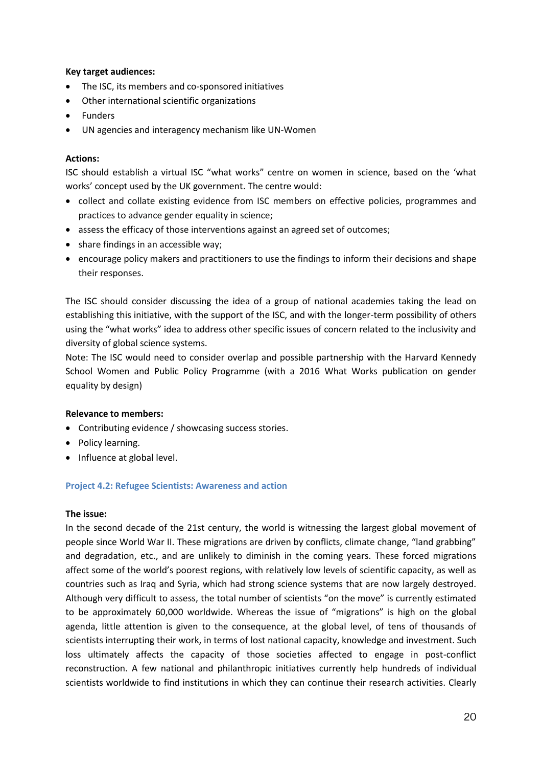**Key target audiences:**

- The ISC, its members and co-sponsored initiatives
- Other international scientific organizations
- Funders
- UN agencies and interagency mechanism like UN-Women

**Actions:**

ISC should establish a virtual ISC "what works" centre on women in science, based on the 'what works' concept used by the UK government. The centre would:

- collect and collate existing evidence from ISC members on effective policies, programmes and practices to advance gender equality in science;
- assess the efficacy of those interventions against an agreed set of outcomes;
- share findings in an accessible way;
- encourage policy makers and practitioners to use the findings to inform their decisions and shape their responses.

The ISC should consider discussing the idea of a group of national academies taking the lead on establishing this initiative, with the support of the ISC, and with the longer-term possibility of others using the "what works" idea to address other specific issues of concern related to the inclusivity and diversity of global science systems.

Note: The ISC would need to consider overlap and possible partnership with the Harvard Kennedy School Women and Public Policy Programme (with a 2016 What Works publication on gender equality by design)

**Relevance to members:**

- Contributing evidence / showcasing success stories.
- Policy learning.
- Influence at global level.

### Project 4.2: Refugee Scientists: Awareness and action

**The issue:**

In the second decade of the 21st century, the world is witnessing the largest global movement of people since World War II. These migrations are driven by conflicts, climate change, "land grabbing" and degradation, etc., and are unlikely to diminish in the coming years. These forced migrations affect some of the world's poorest regions, with relatively low levels of scientific capacity, as well as countries such as Iraq and Syria, which had strong science systems that are now largely destroyed. Although very difficult to assess, the total number of scientists "on the move" is currently estimated to be approximately 60,000 worldwide. Whereas the issue of "migrations" is high on the global agenda, little attention is given to the consequence, at the global level, of tens of thousands of scientists interrupting their work, in terms of lost national capacity, knowledge and investment. Such loss ultimately affects the capacity of those societies affected to engage in post-conflict reconstruction. A few national and philanthropic initiatives currently help hundreds of individual scientists worldwide to find institutions in which they can continue their research activities. Clearly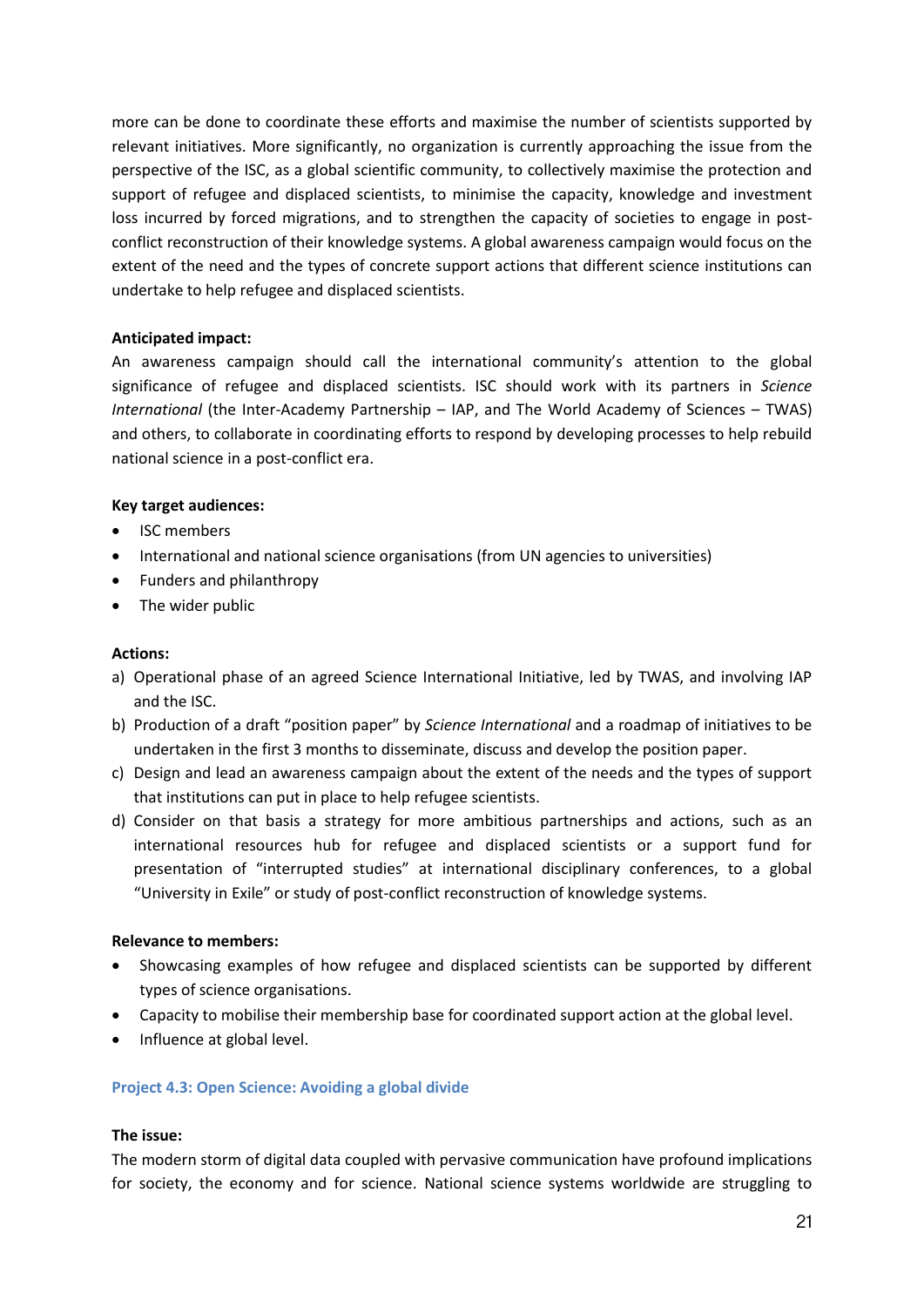more can be done to coordinate these efforts and maximise the number of scientists supported by relevant initiatives. More significantly, no organization is currently approaching the issue from the perspective of the ISC, as a global scientific community, to collectively maximise the protection and support of refugee and displaced scientists, to minimise the capacity, knowledge and investment loss incurred by forced migrations, and to strengthen the capacity of societies to engage in post-conflict reconstruction of their knowledge systems. A global awareness campaign would focus on the extent of the need and the types of concrete support actions that different science institutions can undertake to help refugee and displaced scientists.

**Anticipated impact:**
An awareness campaign should call the international community's attention to the global significance of refugee and displaced scientists. ISC should work with its partners in *Science International* (the Inter-Academy Partnership – IAP, and The World Academy of Sciences – TWAS) and others, to collaborate in coordinating efforts to respond by developing processes to help rebuild national science in a post-conflict era.

**Key target audiences:**

- ISC members
- International and national science organisations (from UN agencies to universities)
- Funders and philanthropy
- The wider public

**Actions:**

a) Operational phase of an agreed Science International Initiative, led by TWAS, and involving IAP and the ISC.
b) Production of a draft "position paper" by *Science International* and a roadmap of initiatives to be undertaken in the first 3 months to disseminate, discuss and develop the position paper.
c) Design and lead an awareness campaign about the extent of the needs and the types of support that institutions can put in place to help refugee scientists.
d) Consider on that basis a strategy for more ambitious partnerships and actions, such as an international resources hub for refugee and displaced scientists or a support fund for presentation of "interrupted studies" at international disciplinary conferences, to a global "University in Exile" or study of post-conflict reconstruction of knowledge systems.

**Relevance to members:**

- Showcasing examples of how refugee and displaced scientists can be supported by different types of science organisations.
- Capacity to mobilise their membership base for coordinated support action at the global level.
- Influence at global level.

#### Project 4.3: Open Science: Avoiding a global divide

**The issue:**
The modern storm of digital data coupled with pervasive communication have profound implications for society, the economy and for science. National science systems worldwide are struggling to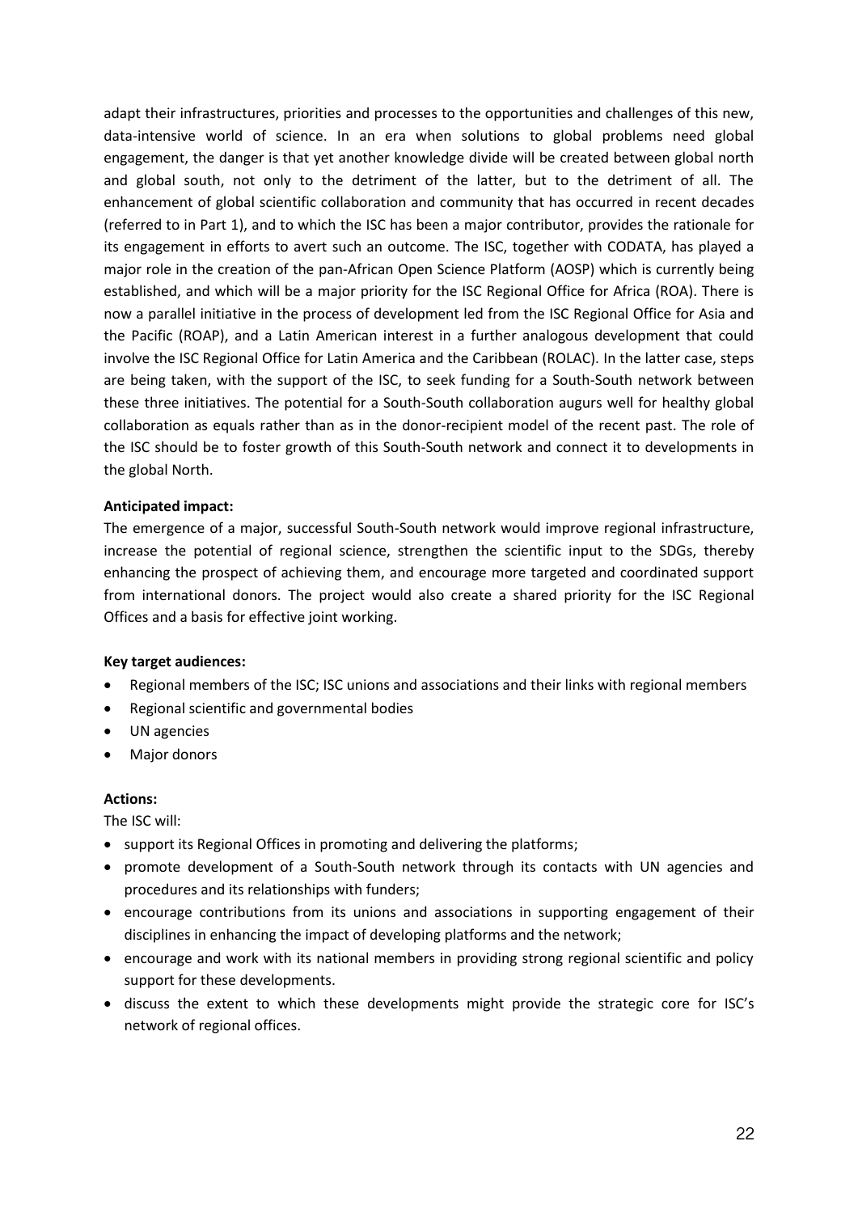adapt their infrastructures, priorities and processes to the opportunities and challenges of this new, data-intensive world of science. In an era when solutions to global problems need global engagement, the danger is that yet another knowledge divide will be created between global north and global south, not only to the detriment of the latter, but to the detriment of all. The enhancement of global scientific collaboration and community that has occurred in recent decades (referred to in Part 1), and to which the ISC has been a major contributor, provides the rationale for its engagement in efforts to avert such an outcome. The ISC, together with CODATA, has played a major role in the creation of the pan-African Open Science Platform (AOSP) which is currently being established, and which will be a major priority for the ISC Regional Office for Africa (ROA). There is now a parallel initiative in the process of development led from the ISC Regional Office for Asia and the Pacific (ROAP), and a Latin American interest in a further analogous development that could involve the ISC Regional Office for Latin America and the Caribbean (ROLAC). In the latter case, steps are being taken, with the support of the ISC, to seek funding for a South-South network between these three initiatives. The potential for a South-South collaboration augurs well for healthy global collaboration as equals rather than as in the donor-recipient model of the recent past. The role of the ISC should be to foster growth of this South-South network and connect it to developments in the global North.

**Anticipated impact:**

The emergence of a major, successful South-South network would improve regional infrastructure, increase the potential of regional science, strengthen the scientific input to the SDGs, thereby enhancing the prospect of achieving them, and encourage more targeted and coordinated support from international donors. The project would also create a shared priority for the ISC Regional Offices and a basis for effective joint working.

**Key target audiences:**

- Regional members of the ISC; ISC unions and associations and their links with regional members
- Regional scientific and governmental bodies
- UN agencies
- Major donors

**Actions:**

The ISC will:

- support its Regional Offices in promoting and delivering the platforms;
- promote development of a South-South network through its contacts with UN agencies and procedures and its relationships with funders;
- encourage contributions from its unions and associations in supporting engagement of their disciplines in enhancing the impact of developing platforms and the network;
- encourage and work with its national members in providing strong regional scientific and policy support for these developments.
- discuss the extent to which these developments might provide the strategic core for ISC's network of regional offices.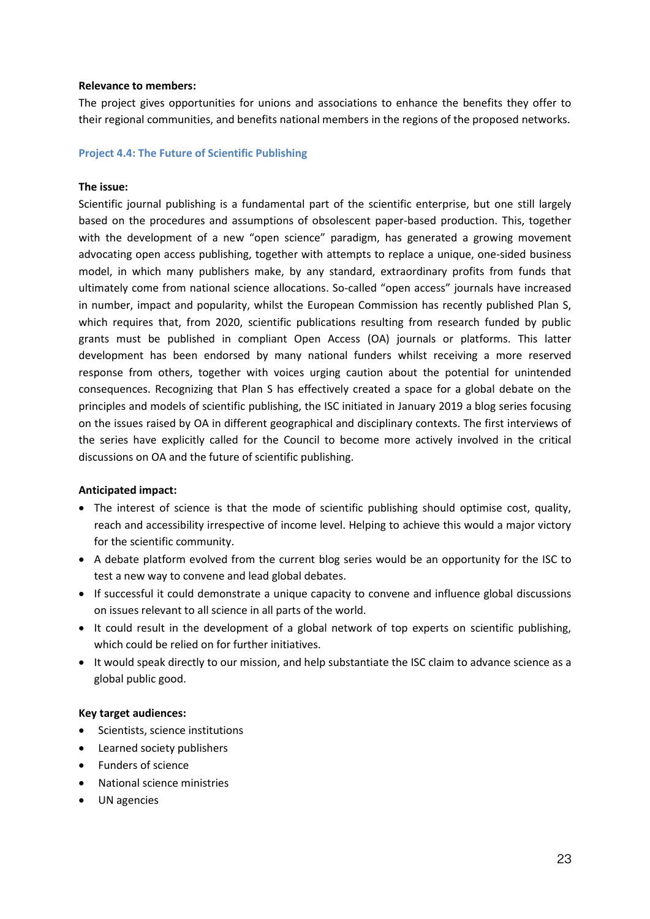**Relevance to members:**

The project gives opportunities for unions and associations to enhance the benefits they offer to their regional communities, and benefits national members in the regions of the proposed networks.

### Project 4.4: The Future of Scientific Publishing

**The issue:**

Scientific journal publishing is a fundamental part of the scientific enterprise, but one still largely based on the procedures and assumptions of obsolescent paper-based production. This, together with the development of a new "open science" paradigm, has generated a growing movement advocating open access publishing, together with attempts to replace a unique, one-sided business model, in which many publishers make, by any standard, extraordinary profits from funds that ultimately come from national science allocations. So-called "open access" journals have increased in number, impact and popularity, whilst the European Commission has recently published Plan S, which requires that, from 2020, scientific publications resulting from research funded by public grants must be published in compliant Open Access (OA) journals or platforms. This latter development has been endorsed by many national funders whilst receiving a more reserved response from others, together with voices urging caution about the potential for unintended consequences. Recognizing that Plan S has effectively created a space for a global debate on the principles and models of scientific publishing, the ISC initiated in January 2019 a blog series focusing on the issues raised by OA in different geographical and disciplinary contexts. The first interviews of the series have explicitly called for the Council to become more actively involved in the critical discussions on OA and the future of scientific publishing.

**Anticipated impact:**

- The interest of science is that the mode of scientific publishing should optimise cost, quality, reach and accessibility irrespective of income level. Helping to achieve this would a major victory for the scientific community.
- A debate platform evolved from the current blog series would be an opportunity for the ISC to test a new way to convene and lead global debates.
- If successful it could demonstrate a unique capacity to convene and influence global discussions on issues relevant to all science in all parts of the world.
- It could result in the development of a global network of top experts on scientific publishing, which could be relied on for further initiatives.
- It would speak directly to our mission, and help substantiate the ISC claim to advance science as a global public good.

**Key target audiences:**

- Scientists, science institutions
- Learned society publishers
- Funders of science
- National science ministries
- UN agencies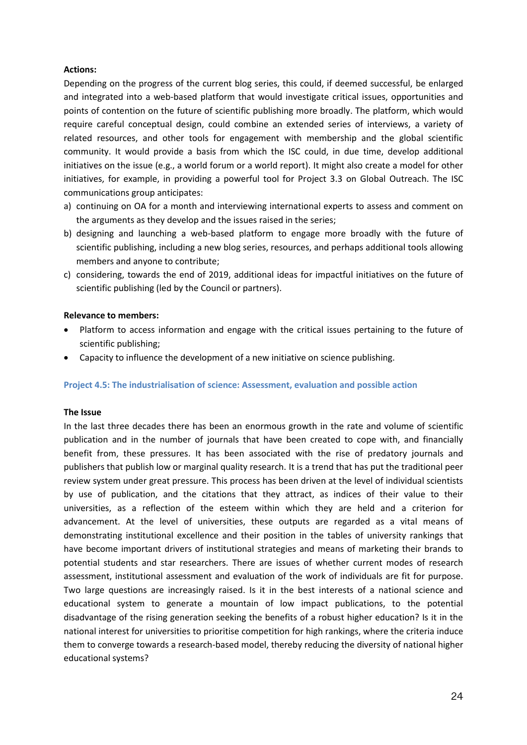**Actions:**

Depending on the progress of the current blog series, this could, if deemed successful, be enlarged and integrated into a web-based platform that would investigate critical issues, opportunities and points of contention on the future of scientific publishing more broadly. The platform, which would require careful conceptual design, could combine an extended series of interviews, a variety of related resources, and other tools for engagement with membership and the global scientific community. It would provide a basis from which the ISC could, in due time, develop additional initiatives on the issue (e.g., a world forum or a world report). It might also create a model for other initiatives, for example, in providing a powerful tool for Project 3.3 on Global Outreach. The ISC communications group anticipates:

a) continuing on OA for a month and interviewing international experts to assess and comment on the arguments as they develop and the issues raised in the series;
b) designing and launching a web-based platform to engage more broadly with the future of scientific publishing, including a new blog series, resources, and perhaps additional tools allowing members and anyone to contribute;
c) considering, towards the end of 2019, additional ideas for impactful initiatives on the future of scientific publishing (led by the Council or partners).

**Relevance to members:**

- Platform to access information and engage with the critical issues pertaining to the future of scientific publishing;
- Capacity to influence the development of a new initiative on science publishing.

### Project 4.5: The industrialisation of science: Assessment, evaluation and possible action

**The Issue**

In the last three decades there has been an enormous growth in the rate and volume of scientific publication and in the number of journals that have been created to cope with, and financially benefit from, these pressures. It has been associated with the rise of predatory journals and publishers that publish low or marginal quality research. It is a trend that has put the traditional peer review system under great pressure. This process has been driven at the level of individual scientists by use of publication, and the citations that they attract, as indices of their value to their universities, as a reflection of the esteem within which they are held and a criterion for advancement. At the level of universities, these outputs are regarded as a vital means of demonstrating institutional excellence and their position in the tables of university rankings that have become important drivers of institutional strategies and means of marketing their brands to potential students and star researchers. There are issues of whether current modes of research assessment, institutional assessment and evaluation of the work of individuals are fit for purpose. Two large questions are increasingly raised. Is it in the best interests of a national science and educational system to generate a mountain of low impact publications, to the potential disadvantage of the rising generation seeking the benefits of a robust higher education? Is it in the national interest for universities to prioritise competition for high rankings, where the criteria induce them to converge towards a research-based model, thereby reducing the diversity of national higher educational systems?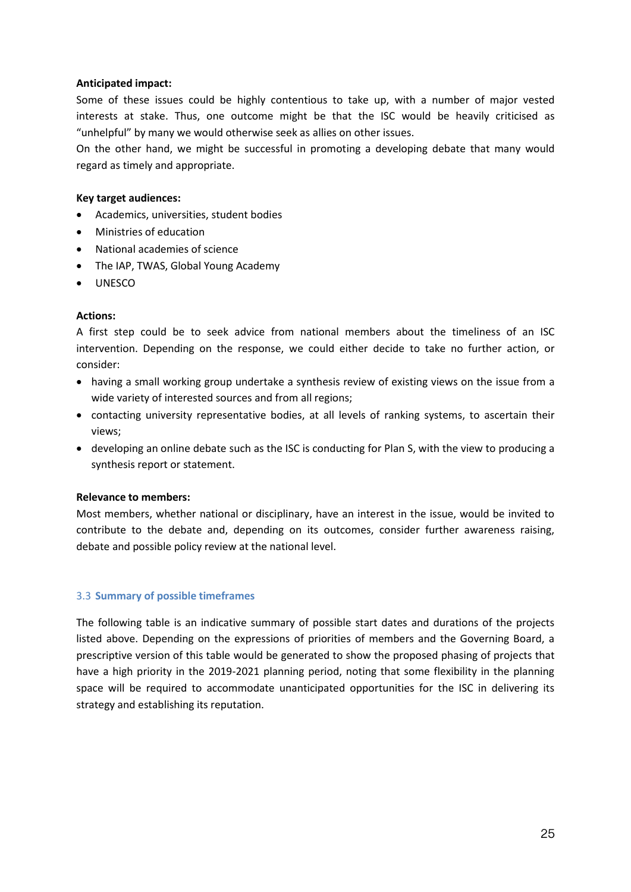**Anticipated impact:**

Some of these issues could be highly contentious to take up, with a number of major vested interests at stake. Thus, one outcome might be that the ISC would be heavily criticised as "unhelpful" by many we would otherwise seek as allies on other issues.

On the other hand, we might be successful in promoting a developing debate that many would regard as timely and appropriate.

**Key target audiences:**

- Academics, universities, student bodies
- Ministries of education
- National academies of science
- The IAP, TWAS, Global Young Academy
- UNESCO

**Actions:**

A first step could be to seek advice from national members about the timeliness of an ISC intervention. Depending on the response, we could either decide to take no further action, or consider:

- having a small working group undertake a synthesis review of existing views on the issue from a wide variety of interested sources and from all regions;
- contacting university representative bodies, at all levels of ranking systems, to ascertain their views;
- developing an online debate such as the ISC is conducting for Plan S, with the view to producing a synthesis report or statement.

**Relevance to members:**

Most members, whether national or disciplinary, have an interest in the issue, would be invited to contribute to the debate and, depending on its outcomes, consider further awareness raising, debate and possible policy review at the national level.

### 3.3 Summary of possible timeframes

The following table is an indicative summary of possible start dates and durations of the projects listed above. Depending on the expressions of priorities of members and the Governing Board, a prescriptive version of this table would be generated to show the proposed phasing of projects that have a high priority in the 2019-2021 planning period, noting that some flexibility in the planning space will be required to accommodate unanticipated opportunities for the ISC in delivering its strategy and establishing its reputation.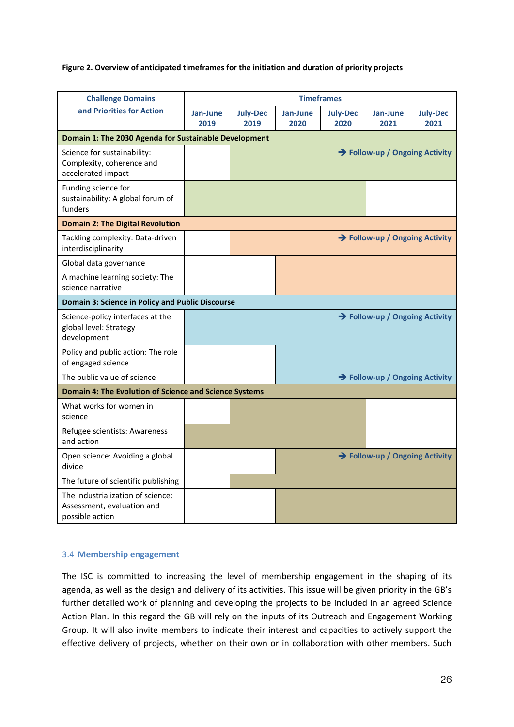**Figure 2. Overview of anticipated timeframes for the initiation and duration of priority projects**

| Challenge Domains and Priorities for Action | Timeframes | | | | | |
|---|---|---|---|---|---|---|
| | Jan-June 2019 | July-Dec 2019 | Jan-June 2020 | July-Dec 2020 | Jan-June 2021 | July-Dec 2021 |
| **Domain 1: The 2030 Agenda for Sustainable Development** | | | | | | |
| Science for sustainability: Complexity, coherence and accelerated impact | | ■ | ■ | ■ | ■ | ■ ➔ Follow-up / Ongoing Activity |
| Funding science for sustainability: A global forum of funders | ■ | ■ | ■ | ■ | | |
| **Domain 2: The Digital Revolution** | | | | | | |
| Tackling complexity: Data-driven interdisciplinarity | | ■ | ■ | ■ | ■ | ■ ➔ Follow-up / Ongoing Activity |
| Global data governance | | | ■ | ■ | ■ | ■ |
| A machine learning society: The science narrative | | | ■ | ■ | ■ | ■ |
| **Domain 3: Science in Policy and Public Discourse** | | | | | | |
| Science-policy interfaces at the global level: Strategy development | ■ | ■ | ■ | ■ | ■ | ■ ➔ Follow-up / Ongoing Activity |
| Policy and public action: The role of engaged science | | | ■ | ■ | ■ | ■ |
| The public value of science | | | ■ | ■ | ■ | ■ ➔ Follow-up / Ongoing Activity |
| **Domain 4: The Evolution of Science and Science Systems** | | | | | | |
| What works for women in science | | ■ | ■ | ■ | | |
| Refugee scientists: Awareness and action | ■ | ■ | ■ | ■ | | |
| Open science: Avoiding a global divide | | | ■ | ■ | ■ | ■ ➔ Follow-up / Ongoing Activity |
| The future of scientific publishing | | ■ | ■ | ■ | ■ | ■ |
| The industrialization of science: Assessment, evaluation and possible action | | | ■ | ■ | ■ | ■ |

### 3.4 Membership engagement

The ISC is committed to increasing the level of membership engagement in the shaping of its agenda, as well as the design and delivery of its activities. This issue will be given priority in the GB's further detailed work of planning and developing the projects to be included in an agreed Science Action Plan. In this regard the GB will rely on the inputs of its Outreach and Engagement Working Group. It will also invite members to indicate their interest and capacities to actively support the effective delivery of projects, whether on their own or in collaboration with other members. Such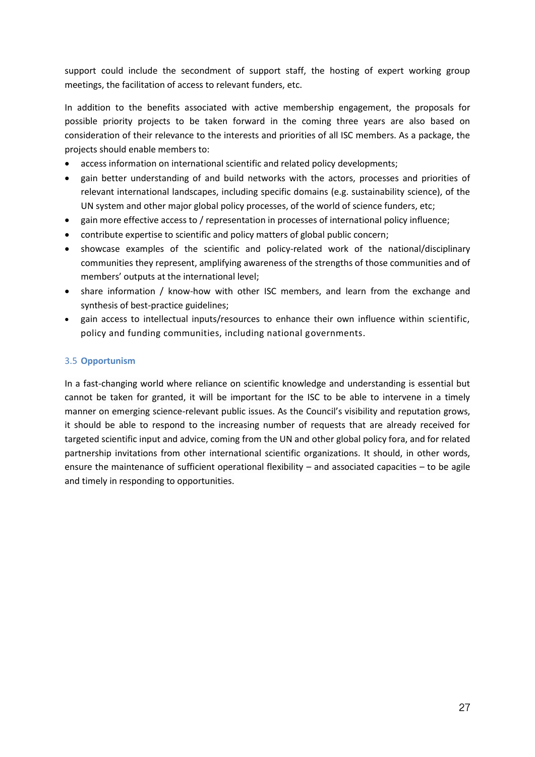support could include the secondment of support staff, the hosting of expert working group meetings, the facilitation of access to relevant funders, etc.

In addition to the benefits associated with active membership engagement, the proposals for possible priority projects to be taken forward in the coming three years are also based on consideration of their relevance to the interests and priorities of all ISC members. As a package, the projects should enable members to:

- access information on international scientific and related policy developments;
- gain better understanding of and build networks with the actors, processes and priorities of relevant international landscapes, including specific domains (e.g. sustainability science), of the UN system and other major global policy processes, of the world of science funders, etc;
- gain more effective access to / representation in processes of international policy influence;
- contribute expertise to scientific and policy matters of global public concern;
- showcase examples of the scientific and policy-related work of the national/disciplinary communities they represent, amplifying awareness of the strengths of those communities and of members' outputs at the international level;
- share information / know-how with other ISC members, and learn from the exchange and synthesis of best-practice guidelines;
- gain access to intellectual inputs/resources to enhance their own influence within scientific, policy and funding communities, including national governments.

### 3.5 **Opportunism**

In a fast-changing world where reliance on scientific knowledge and understanding is essential but cannot be taken for granted, it will be important for the ISC to be able to intervene in a timely manner on emerging science-relevant public issues. As the Council's visibility and reputation grows, it should be able to respond to the increasing number of requests that are already received for targeted scientific input and advice, coming from the UN and other global policy fora, and for related partnership invitations from other international scientific organizations. It should, in other words, ensure the maintenance of sufficient operational flexibility – and associated capacities – to be agile and timely in responding to opportunities.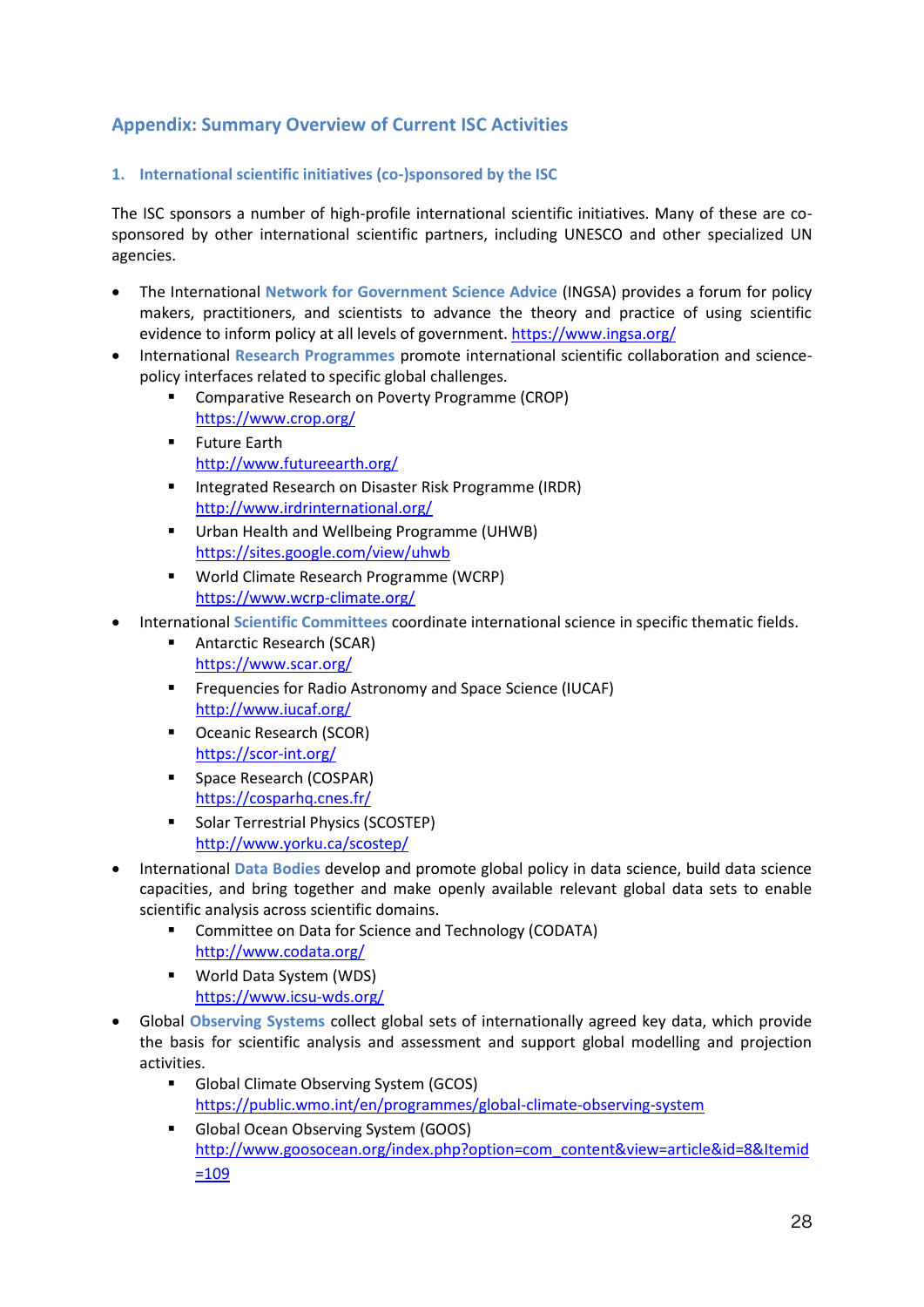## Appendix: Summary Overview of Current ISC Activities

### 1. International scientific initiatives (co-)sponsored by the ISC

The ISC sponsors a number of high-profile international scientific initiatives. Many of these are co-sponsored by other international scientific partners, including UNESCO and other specialized UN agencies.

- The International **Network for Government Science Advice** (INGSA) provides a forum for policy makers, practitioners, and scientists to advance the theory and practice of using scientific evidence to inform policy at all levels of government. https://www.ingsa.org/
- International **Research Programmes** promote international scientific collaboration and science-policy interfaces related to specific global challenges.
  - Comparative Research on Poverty Programme (CROP)
    https://www.crop.org/
  - Future Earth
    http://www.futureearth.org/
  - Integrated Research on Disaster Risk Programme (IRDR)
    http://www.irdrinternational.org/
  - Urban Health and Wellbeing Programme (UHWB)
    https://sites.google.com/view/uhwb
  - World Climate Research Programme (WCRP)
    https://www.wcrp-climate.org/
- International **Scientific Committees** coordinate international science in specific thematic fields.
  - Antarctic Research (SCAR)
    https://www.scar.org/
  - Frequencies for Radio Astronomy and Space Science (IUCAF)
    http://www.iucaf.org/
  - Oceanic Research (SCOR)
    https://scor-int.org/
  - Space Research (COSPAR)
    https://cosparhq.cnes.fr/
  - Solar Terrestrial Physics (SCOSTEP)
    http://www.yorku.ca/scostep/
- International **Data Bodies** develop and promote global policy in data science, build data science capacities, and bring together and make openly available relevant global data sets to enable scientific analysis across scientific domains.
  - Committee on Data for Science and Technology (CODATA)
    http://www.codata.org/
  - World Data System (WDS)
    https://www.icsu-wds.org/
- Global **Observing Systems** collect global sets of internationally agreed key data, which provide the basis for scientific analysis and assessment and support global modelling and projection activities.
  - Global Climate Observing System (GCOS)
    https://public.wmo.int/en/programmes/global-climate-observing-system
  - Global Ocean Observing System (GOOS)
    http://www.goosocean.org/index.php?option=com_content&view=article&id=8&Itemid=109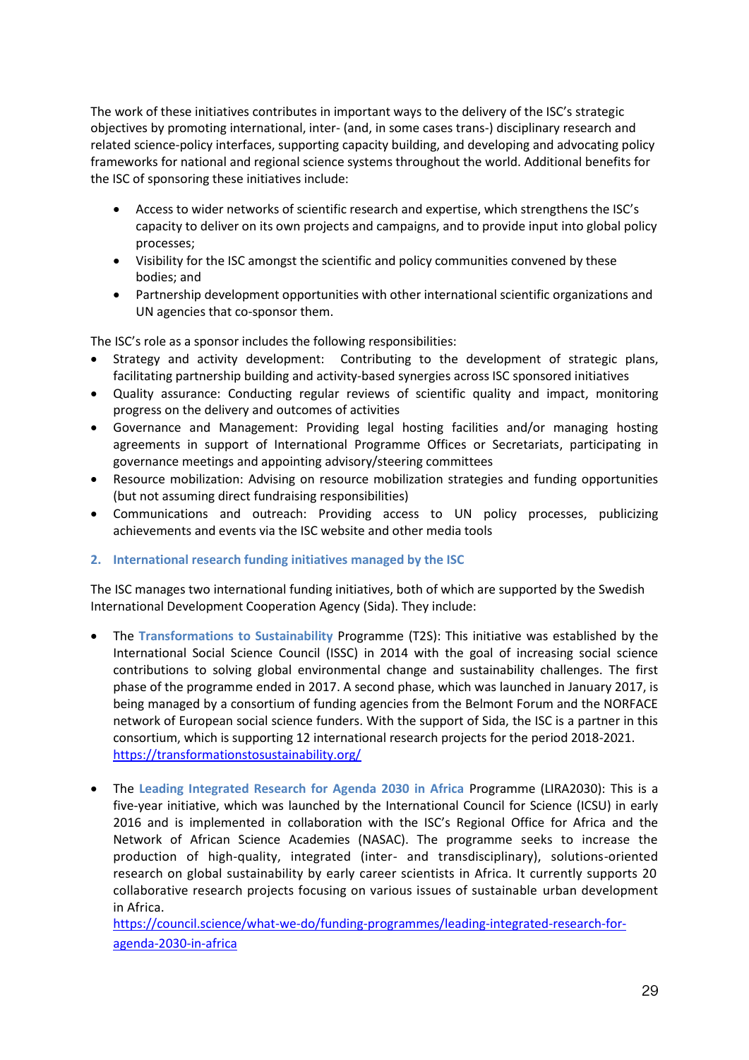The work of these initiatives contributes in important ways to the delivery of the ISC's strategic objectives by promoting international, inter- (and, in some cases trans-) disciplinary research and related science-policy interfaces, supporting capacity building, and developing and advocating policy frameworks for national and regional science systems throughout the world. Additional benefits for the ISC of sponsoring these initiatives include:

- Access to wider networks of scientific research and expertise, which strengthens the ISC's capacity to deliver on its own projects and campaigns, and to provide input into global policy processes;
- Visibility for the ISC amongst the scientific and policy communities convened by these bodies; and
- Partnership development opportunities with other international scientific organizations and UN agencies that co-sponsor them.

The ISC's role as a sponsor includes the following responsibilities:

- Strategy and activity development: Contributing to the development of strategic plans, facilitating partnership building and activity-based synergies across ISC sponsored initiatives
- Quality assurance: Conducting regular reviews of scientific quality and impact, monitoring progress on the delivery and outcomes of activities
- Governance and Management: Providing legal hosting facilities and/or managing hosting agreements in support of International Programme Offices or Secretariats, participating in governance meetings and appointing advisory/steering committees
- Resource mobilization: Advising on resource mobilization strategies and funding opportunities (but not assuming direct fundraising responsibilities)
- Communications and outreach: Providing access to UN policy processes, publicizing achievements and events via the ISC website and other media tools

## 2. International research funding initiatives managed by the ISC

The ISC manages two international funding initiatives, both of which are supported by the Swedish International Development Cooperation Agency (Sida). They include:

- The **Transformations to Sustainability** Programme (T2S): This initiative was established by the International Social Science Council (ISSC) in 2014 with the goal of increasing social science contributions to solving global environmental change and sustainability challenges. The first phase of the programme ended in 2017. A second phase, which was launched in January 2017, is being managed by a consortium of funding agencies from the Belmont Forum and the NORFACE network of European social science funders. With the support of Sida, the ISC is a partner in this consortium, which is supporting 12 international research projects for the period 2018-2021. https://transformationstosustainability.org/

- The **Leading Integrated Research for Agenda 2030 in Africa** Programme (LIRA2030): This is a five-year initiative, which was launched by the International Council for Science (ICSU) in early 2016 and is implemented in collaboration with the ISC's Regional Office for Africa and the Network of African Science Academies (NASAC). The programme seeks to increase the production of high-quality, integrated (inter- and transdisciplinary), solutions-oriented research on global sustainability by early career scientists in Africa. It currently supports 20 collaborative research projects focusing on various issues of sustainable urban development in Africa.
  https://council.science/what-we-do/funding-programmes/leading-integrated-research-for-agenda-2030-in-africa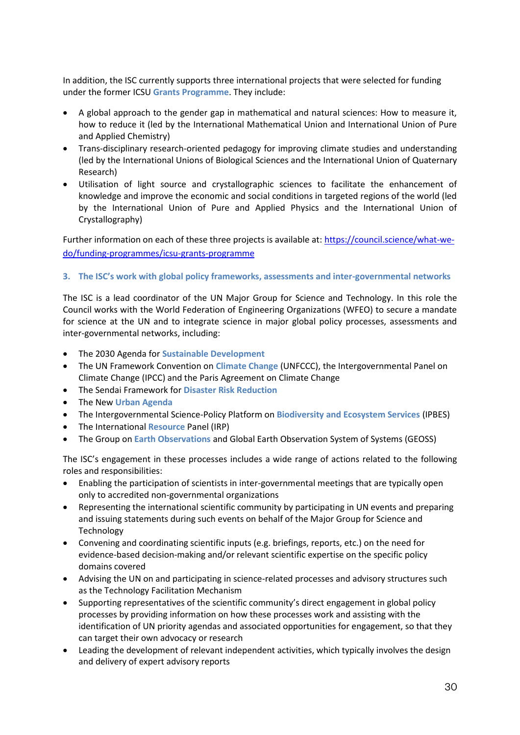In addition, the ISC currently supports three international projects that were selected for funding under the former ICSU **Grants Programme**. They include:

- A global approach to the gender gap in mathematical and natural sciences: How to measure it, how to reduce it (led by the International Mathematical Union and International Union of Pure and Applied Chemistry)
- Trans-disciplinary research-oriented pedagogy for improving climate studies and understanding (led by the International Unions of Biological Sciences and the International Union of Quaternary Research)
- Utilisation of light source and crystallographic sciences to facilitate the enhancement of knowledge and improve the economic and social conditions in targeted regions of the world (led by the International Union of Pure and Applied Physics and the International Union of Crystallography)

Further information on each of these three projects is available at: https://council.science/what-we-do/funding-programmes/icsu-grants-programme

### 3. The ISC's work with global policy frameworks, assessments and inter-governmental networks

The ISC is a lead coordinator of the UN Major Group for Science and Technology. In this role the Council works with the World Federation of Engineering Organizations (WFEO) to secure a mandate for science at the UN and to integrate science in major global policy processes, assessments and inter-governmental networks, including:

- The 2030 Agenda for **Sustainable Development**
- The UN Framework Convention on **Climate Change** (UNFCCC), the Intergovernmental Panel on Climate Change (IPCC) and the Paris Agreement on Climate Change
- The Sendai Framework for **Disaster Risk Reduction**
- The New **Urban Agenda**
- The Intergovernmental Science-Policy Platform on **Biodiversity and Ecosystem Services** (IPBES)
- The International **Resource** Panel (IRP)
- The Group on **Earth Observations** and Global Earth Observation System of Systems (GEOSS)

The ISC's engagement in these processes includes a wide range of actions related to the following roles and responsibilities:

- Enabling the participation of scientists in inter-governmental meetings that are typically open only to accredited non-governmental organizations
- Representing the international scientific community by participating in UN events and preparing and issuing statements during such events on behalf of the Major Group for Science and Technology
- Convening and coordinating scientific inputs (e.g. briefings, reports, etc.) on the need for evidence-based decision-making and/or relevant scientific expertise on the specific policy domains covered
- Advising the UN on and participating in science-related processes and advisory structures such as the Technology Facilitation Mechanism
- Supporting representatives of the scientific community's direct engagement in global policy processes by providing information on how these processes work and assisting with the identification of UN priority agendas and associated opportunities for engagement, so that they can target their own advocacy or research
- Leading the development of relevant independent activities, which typically involves the design and delivery of expert advisory reports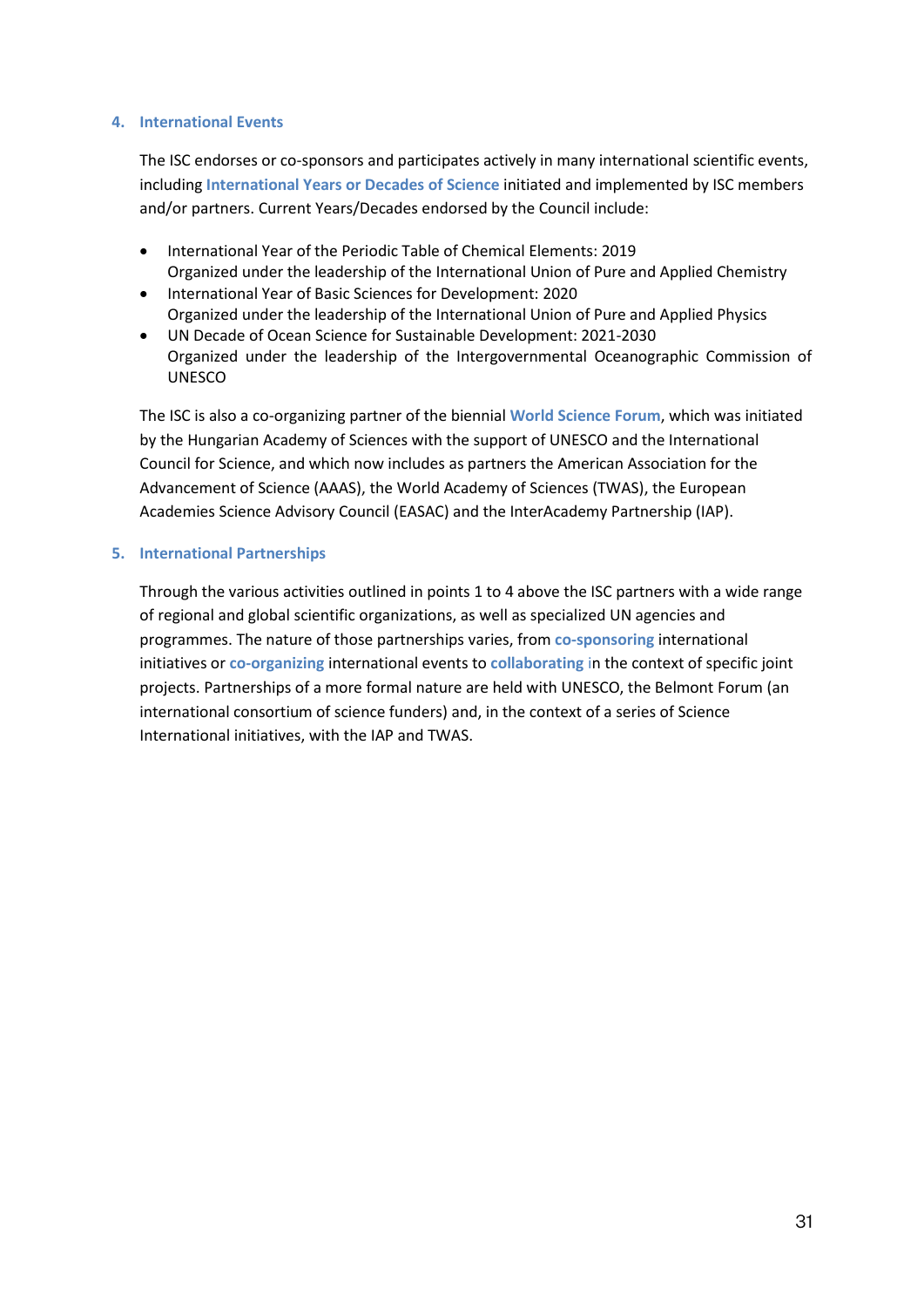## 4. International Events

The ISC endorses or co-sponsors and participates actively in many international scientific events, including **International Years or Decades of Science** initiated and implemented by ISC members and/or partners. Current Years/Decades endorsed by the Council include:

- International Year of the Periodic Table of Chemical Elements: 2019
  Organized under the leadership of the International Union of Pure and Applied Chemistry
- International Year of Basic Sciences for Development: 2020
  Organized under the leadership of the International Union of Pure and Applied Physics
- UN Decade of Ocean Science for Sustainable Development: 2021-2030
  Organized under the leadership of the Intergovernmental Oceanographic Commission of UNESCO

The ISC is also a co-organizing partner of the biennial **World Science Forum**, which was initiated by the Hungarian Academy of Sciences with the support of UNESCO and the International Council for Science, and which now includes as partners the American Association for the Advancement of Science (AAAS), the World Academy of Sciences (TWAS), the European Academies Science Advisory Council (EASAC) and the InterAcademy Partnership (IAP).

## 5. International Partnerships

Through the various activities outlined in points 1 to 4 above the ISC partners with a wide range of regional and global scientific organizations, as well as specialized UN agencies and programmes. The nature of those partnerships varies, from **co-sponsoring** international initiatives or **co-organizing** international events to **collaborating** in the context of specific joint projects. Partnerships of a more formal nature are held with UNESCO, the Belmont Forum (an international consortium of science funders) and, in the context of a series of Science International initiatives, with the IAP and TWAS.